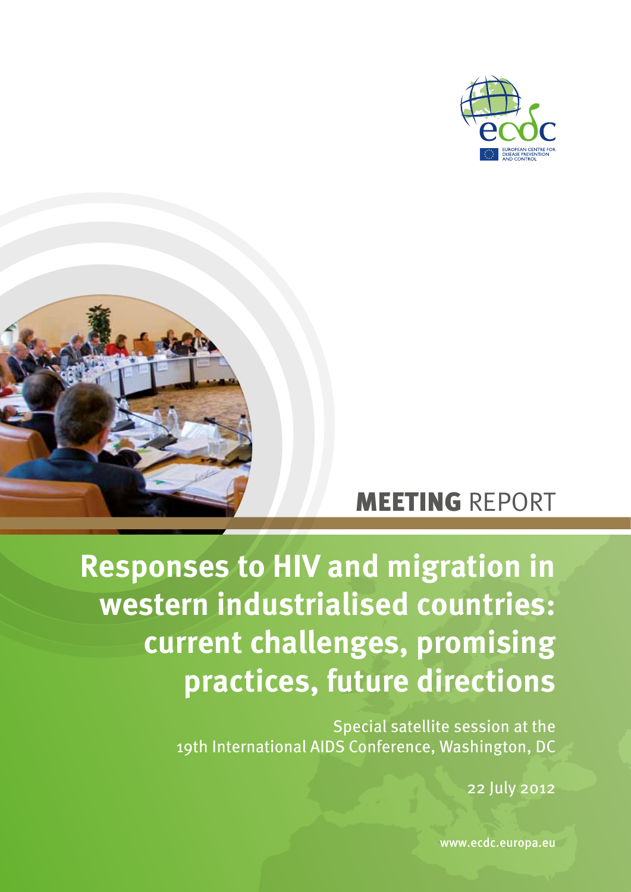ecdc

EUROPEAN CENTRE FOR DISEASE PREVENTION AND CONTROL

**MEETING** REPORT

# Responses to HIV and migration in western industrialised countries: current challenges, promising practices, future directions

Special satellite session at the 19th International AIDS Conference, Washington, DC

22 July 2012

www.ecdc.europa.eu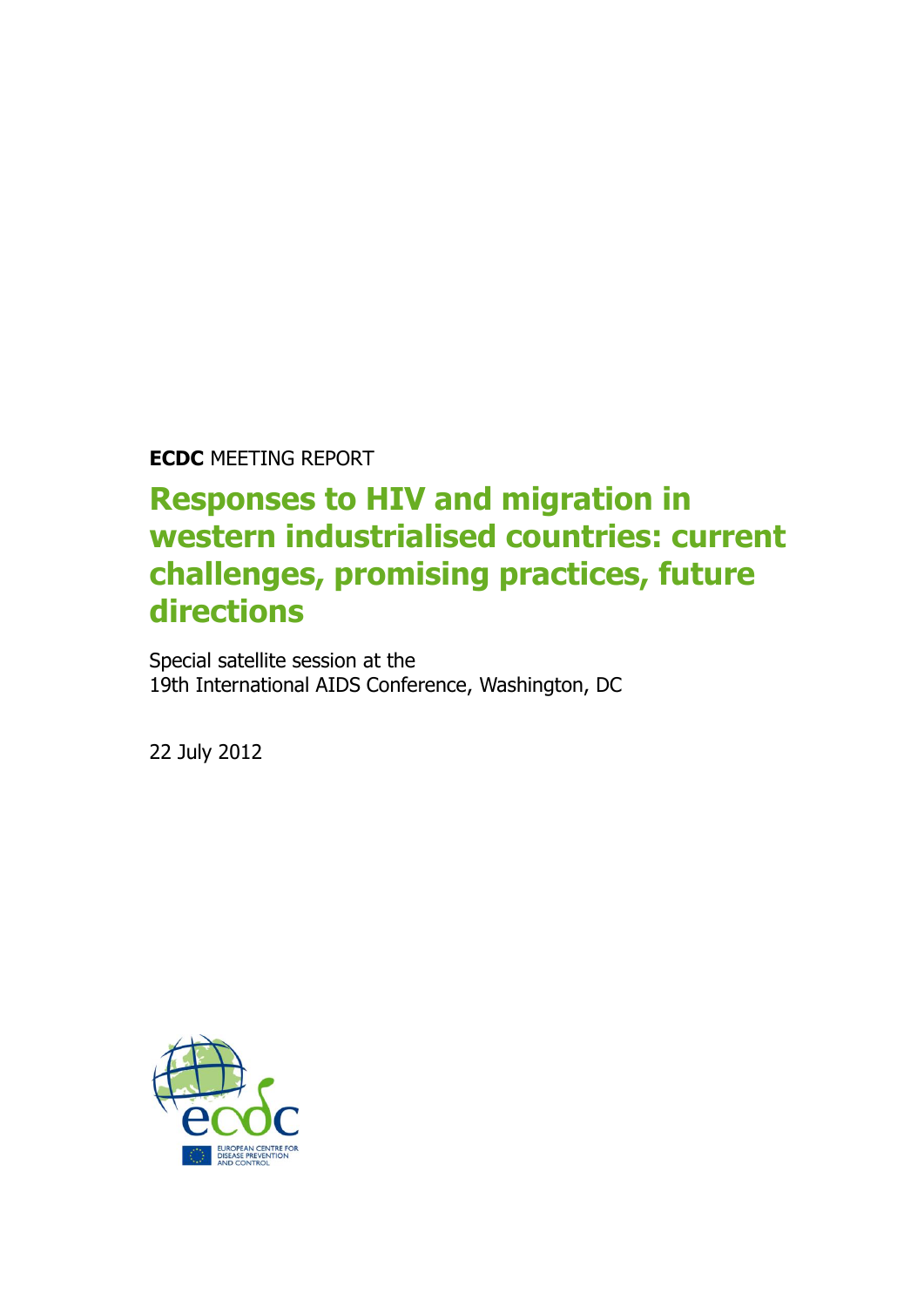**ECDC** MEETING REPORT

# Responses to HIV and migration in western industrialised countries: current challenges, promising practices, future directions

Special satellite session at the
19th International AIDS Conference, Washington, DC

22 July 2012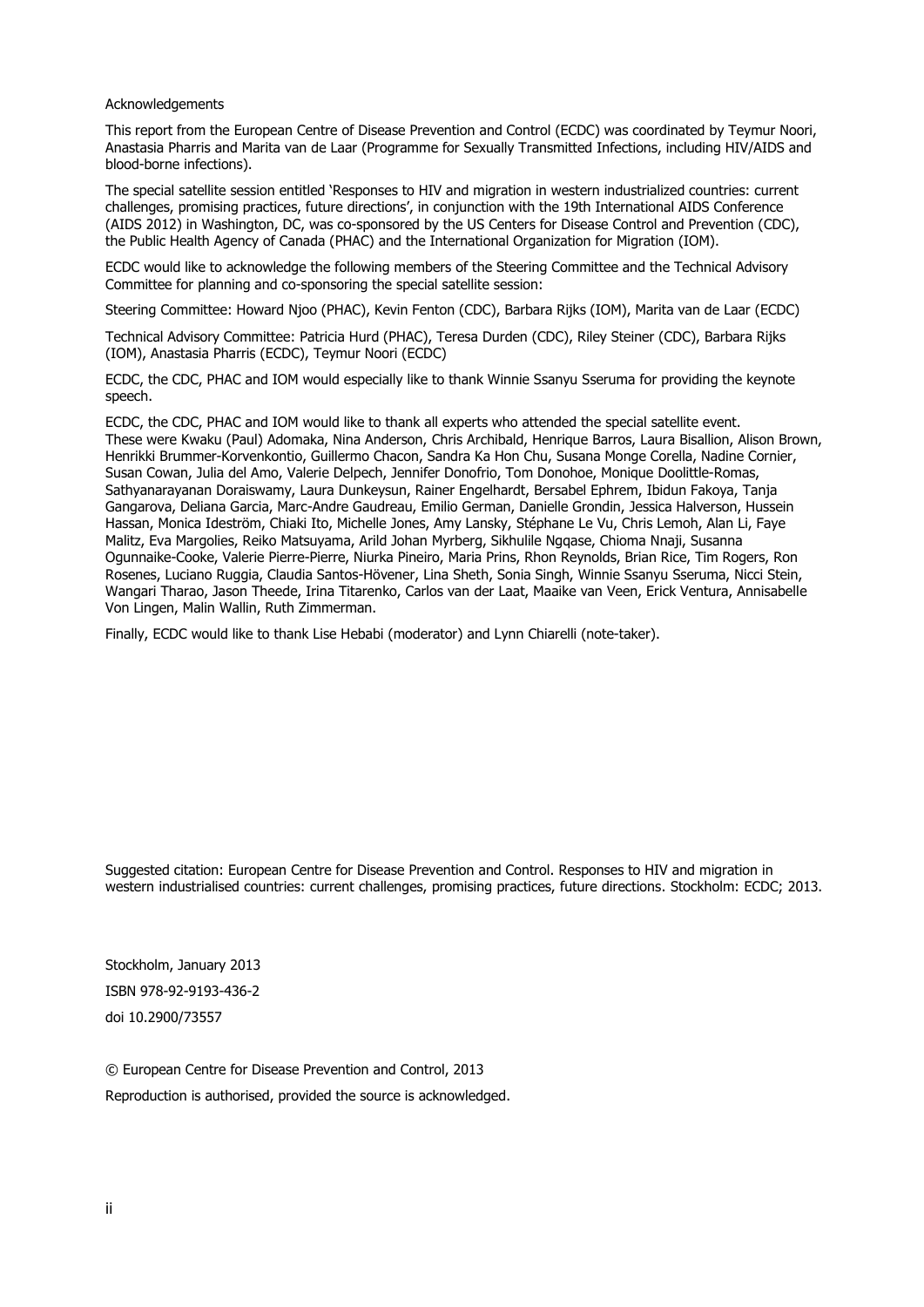Acknowledgements

This report from the European Centre of Disease Prevention and Control (ECDC) was coordinated by Teymur Noori, Anastasia Pharris and Marita van de Laar (Programme for Sexually Transmitted Infections, including HIV/AIDS and blood-borne infections).

The special satellite session entitled 'Responses to HIV and migration in western industrialized countries: current challenges, promising practices, future directions', in conjunction with the 19th International AIDS Conference (AIDS 2012) in Washington, DC, was co-sponsored by the US Centers for Disease Control and Prevention (CDC), the Public Health Agency of Canada (PHAC) and the International Organization for Migration (IOM).

ECDC would like to acknowledge the following members of the Steering Committee and the Technical Advisory Committee for planning and co-sponsoring the special satellite session:

Steering Committee: Howard Njoo (PHAC), Kevin Fenton (CDC), Barbara Rijks (IOM), Marita van de Laar (ECDC)

Technical Advisory Committee: Patricia Hurd (PHAC), Teresa Durden (CDC), Riley Steiner (CDC), Barbara Rijks (IOM), Anastasia Pharris (ECDC), Teymur Noori (ECDC)

ECDC, the CDC, PHAC and IOM would especially like to thank Winnie Ssanyu Sseruma for providing the keynote speech.

ECDC, the CDC, PHAC and IOM would like to thank all experts who attended the special satellite event. These were Kwaku (Paul) Adomaka, Nina Anderson, Chris Archibald, Henrique Barros, Laura Bisallion, Alison Brown, Henrikki Brummer-Korvenkontio, Guillermo Chacon, Sandra Ka Hon Chu, Susana Monge Corella, Nadine Cornier, Susan Cowan, Julia del Amo, Valerie Delpech, Jennifer Donofrio, Tom Donohoe, Monique Doolittle-Romas, Sathyanarayanan Doraiswamy, Laura Dunkeysun, Rainer Engelhardt, Bersabel Ephrem, Ibidun Fakoya, Tanja Gangarova, Deliana Garcia, Marc-Andre Gaudreau, Emilio German, Danielle Grondin, Jessica Halverson, Hussein Hassan, Monica Ideström, Chiaki Ito, Michelle Jones, Amy Lansky, Stéphane Le Vu, Chris Lemoh, Alan Li, Faye Malitz, Eva Margolies, Reiko Matsuyama, Arild Johan Myrberg, Sikhulile Ngqase, Chioma Nnaji, Susanna Ogunnaike-Cooke, Valerie Pierre-Pierre, Niurka Pineiro, Maria Prins, Rhon Reynolds, Brian Rice, Tim Rogers, Ron Rosenes, Luciano Ruggia, Claudia Santos-Hövener, Lina Sheth, Sonia Singh, Winnie Ssanyu Sseruma, Nicci Stein, Wangari Tharao, Jason Theede, Irina Titarenko, Carlos van der Laat, Maaike van Veen, Erick Ventura, Annisabelle Von Lingen, Malin Wallin, Ruth Zimmerman.

Finally, ECDC would like to thank Lise Hebabi (moderator) and Lynn Chiarelli (note-taker).

Suggested citation: European Centre for Disease Prevention and Control. Responses to HIV and migration in western industrialised countries: current challenges, promising practices, future directions. Stockholm: ECDC; 2013.

Stockholm, January 2013

ISBN 978-92-9193-436-2

doi 10.2900/73557

© European Centre for Disease Prevention and Control, 2013

Reproduction is authorised, provided the source is acknowledged.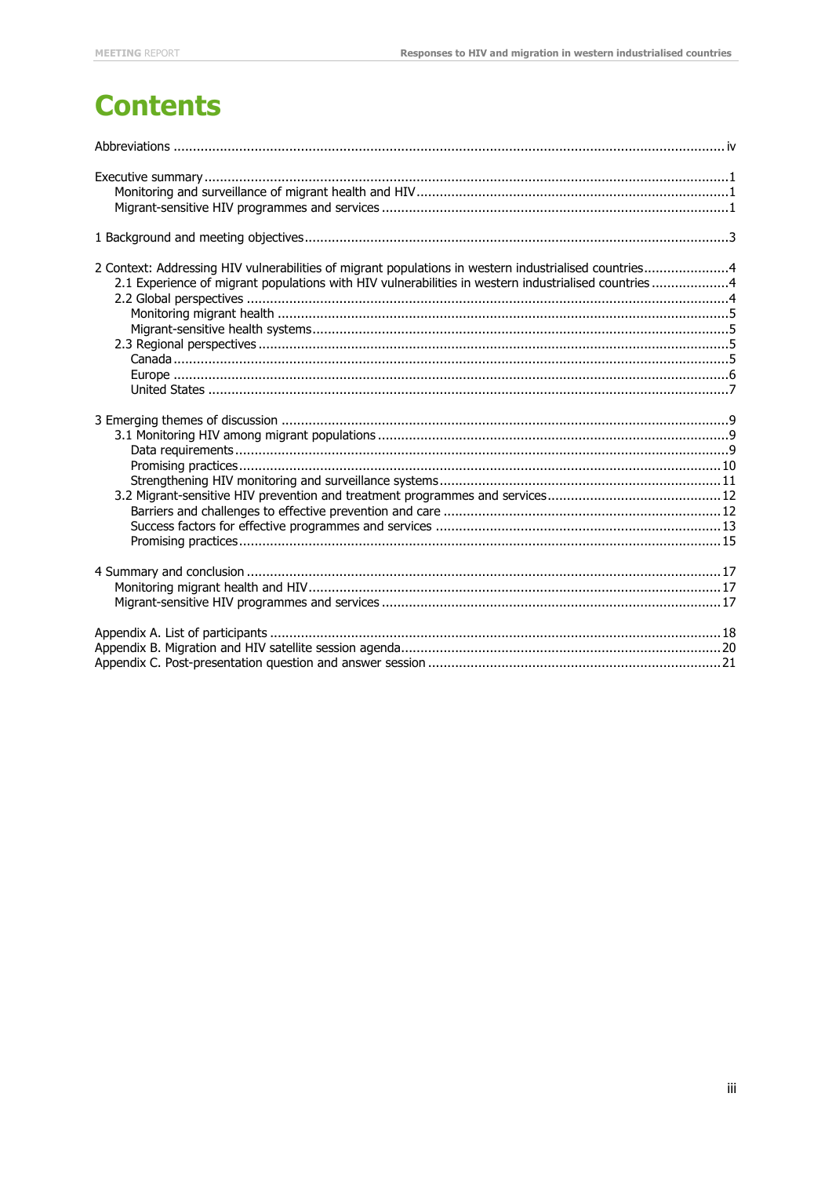# Contents

Abbreviations ..... iv

Executive summary ..... 1
- Monitoring and surveillance of migrant health and HIV ..... 1
- Migrant-sensitive HIV programmes and services ..... 1

1 Background and meeting objectives ..... 3

2 Context: Addressing HIV vulnerabilities of migrant populations in western industrialised countries ..... 4
- 2.1 Experience of migrant populations with HIV vulnerabilities in western industrialised countries ..... 4
- 2.2 Global perspectives ..... 4
  - Monitoring migrant health ..... 5
  - Migrant-sensitive health systems ..... 5
- 2.3 Regional perspectives ..... 5
  - Canada ..... 5
  - Europe ..... 6
  - United States ..... 7

3 Emerging themes of discussion ..... 9
- 3.1 Monitoring HIV among migrant populations ..... 9
  - Data requirements ..... 9
  - Promising practices ..... 10
  - Strengthening HIV monitoring and surveillance systems ..... 11
- 3.2 Migrant-sensitive HIV prevention and treatment programmes and services ..... 12
  - Barriers and challenges to effective prevention and care ..... 12
  - Success factors for effective programmes and services ..... 13
  - Promising practices ..... 15

4 Summary and conclusion ..... 17
- Monitoring migrant health and HIV ..... 17
- Migrant-sensitive HIV programmes and services ..... 17

Appendix A. List of participants ..... 18
Appendix B. Migration and HIV satellite session agenda ..... 20
Appendix C. Post-presentation question and answer session ..... 21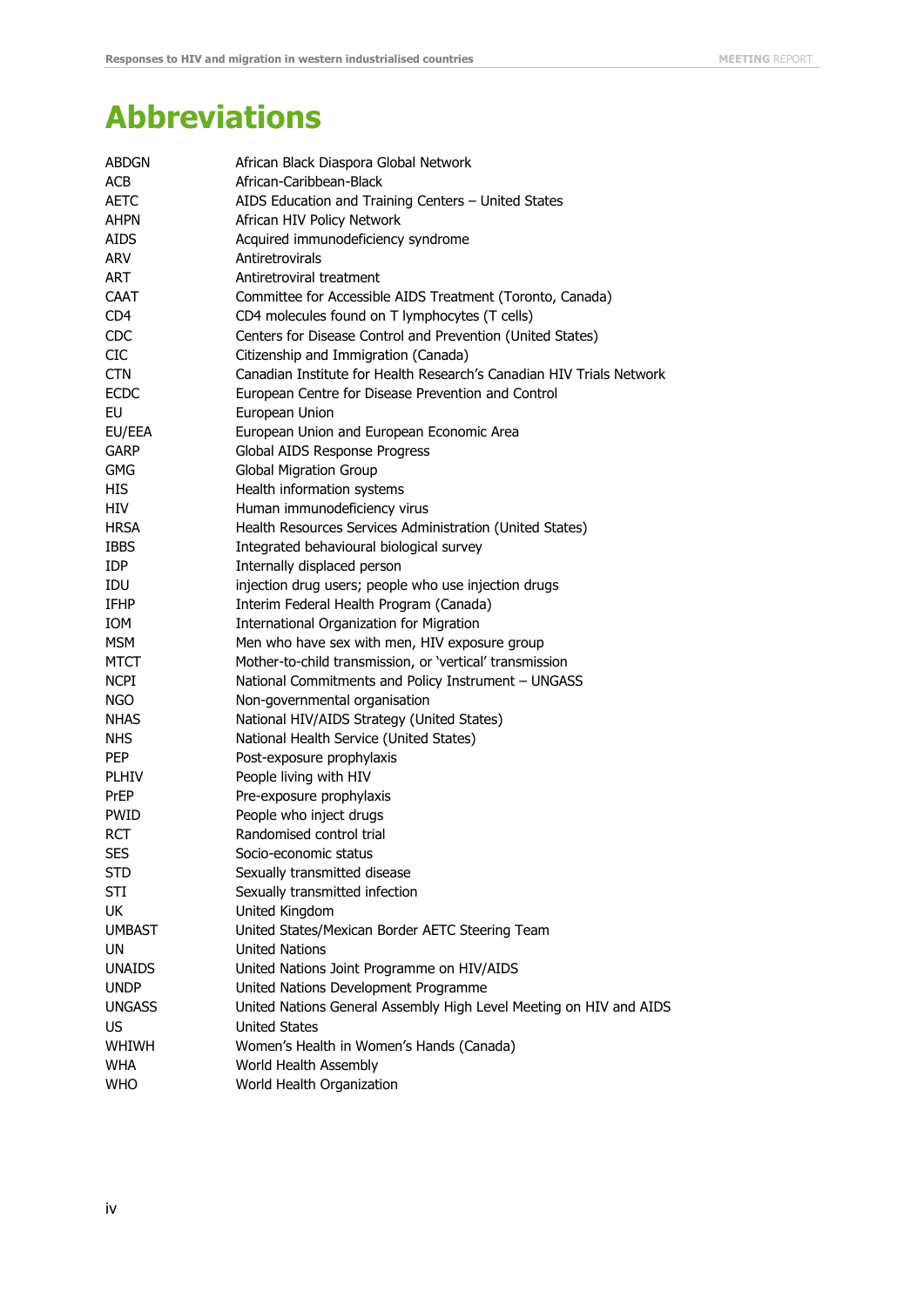# Abbreviations

| | |
|---|---|
| ABDGN | African Black Diaspora Global Network |
| ACB | African-Caribbean-Black |
| AETC | AIDS Education and Training Centers – United States |
| AHPN | African HIV Policy Network |
| AIDS | Acquired immunodeficiency syndrome |
| ARV | Antiretrovirals |
| ART | Antiretroviral treatment |
| CAAT | Committee for Accessible AIDS Treatment (Toronto, Canada) |
| CD4 | CD4 molecules found on T lymphocytes (T cells) |
| CDC | Centers for Disease Control and Prevention (United States) |
| CIC | Citizenship and Immigration (Canada) |
| CTN | Canadian Institute for Health Research's Canadian HIV Trials Network |
| ECDC | European Centre for Disease Prevention and Control |
| EU | European Union |
| EU/EEA | European Union and European Economic Area |
| GARP | Global AIDS Response Progress |
| GMG | Global Migration Group |
| HIS | Health information systems |
| HIV | Human immunodeficiency virus |
| HRSA | Health Resources Services Administration (United States) |
| IBBS | Integrated behavioural biological survey |
| IDP | Internally displaced person |
| IDU | injection drug users; people who use injection drugs |
| IFHP | Interim Federal Health Program (Canada) |
| IOM | International Organization for Migration |
| MSM | Men who have sex with men, HIV exposure group |
| MTCT | Mother-to-child transmission, or 'vertical' transmission |
| NCPI | National Commitments and Policy Instrument – UNGASS |
| NGO | Non-governmental organisation |
| NHAS | National HIV/AIDS Strategy (United States) |
| NHS | National Health Service (United States) |
| PEP | Post-exposure prophylaxis |
| PLHIV | People living with HIV |
| PrEP | Pre-exposure prophylaxis |
| PWID | People who inject drugs |
| RCT | Randomised control trial |
| SES | Socio-economic status |
| STD | Sexually transmitted disease |
| STI | Sexually transmitted infection |
| UK | United Kingdom |
| UMBAST | United States/Mexican Border AETC Steering Team |
| UN | United Nations |
| UNAIDS | United Nations Joint Programme on HIV/AIDS |
| UNDP | United Nations Development Programme |
| UNGASS | United Nations General Assembly High Level Meeting on HIV and AIDS |
| US | United States |
| WHIWH | Women's Health in Women's Hands (Canada) |
| WHA | World Health Assembly |
| WHO | World Health Organization |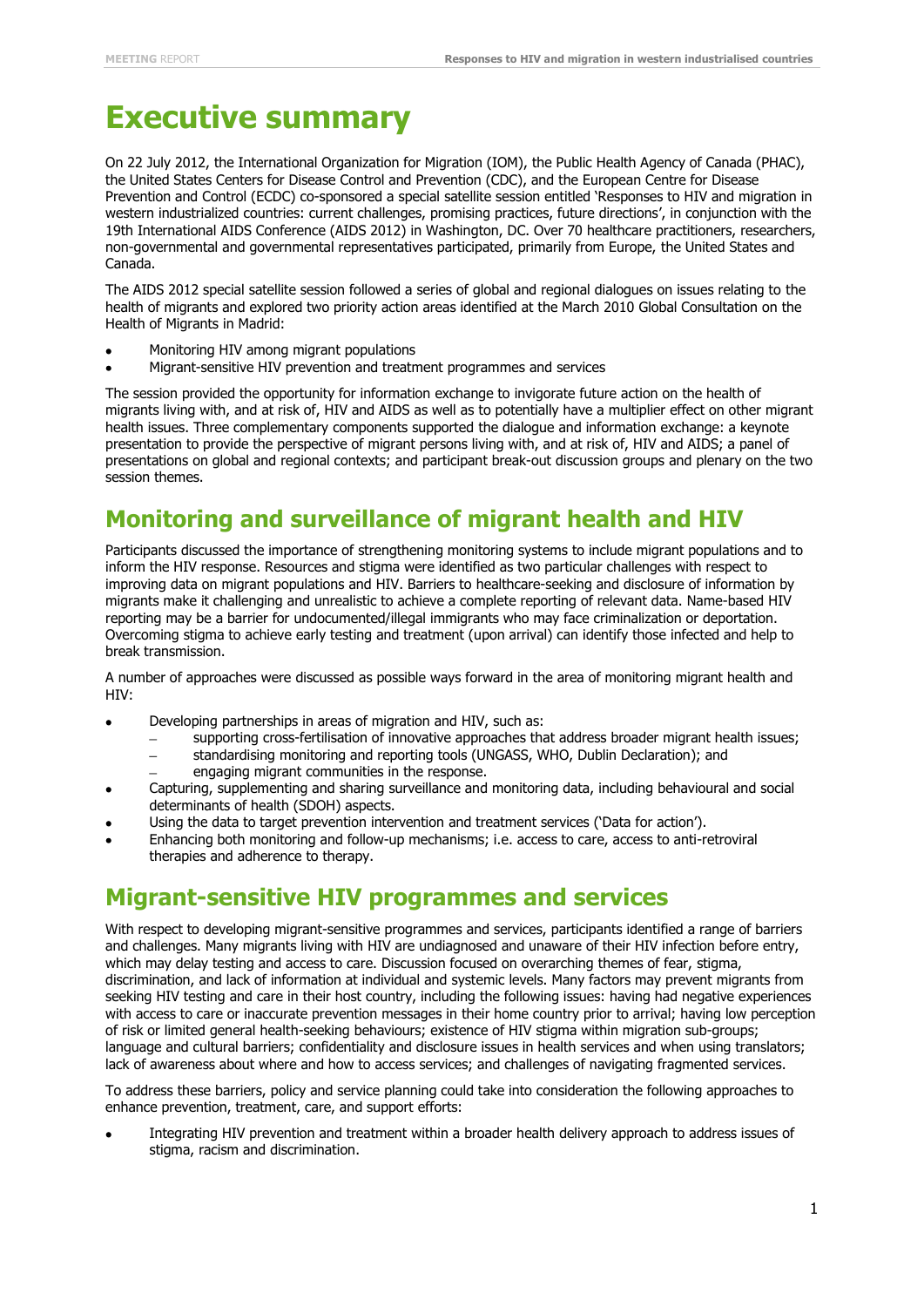# Executive summary

On 22 July 2012, the International Organization for Migration (IOM), the Public Health Agency of Canada (PHAC), the United States Centers for Disease Control and Prevention (CDC), and the European Centre for Disease Prevention and Control (ECDC) co-sponsored a special satellite session entitled 'Responses to HIV and migration in western industrialized countries: current challenges, promising practices, future directions', in conjunction with the 19th International AIDS Conference (AIDS 2012) in Washington, DC. Over 70 healthcare practitioners, researchers, non-governmental and governmental representatives participated, primarily from Europe, the United States and Canada.

The AIDS 2012 special satellite session followed a series of global and regional dialogues on issues relating to the health of migrants and explored two priority action areas identified at the March 2010 Global Consultation on the Health of Migrants in Madrid:

- Monitoring HIV among migrant populations
- Migrant-sensitive HIV prevention and treatment programmes and services

The session provided the opportunity for information exchange to invigorate future action on the health of migrants living with, and at risk of, HIV and AIDS as well as to potentially have a multiplier effect on other migrant health issues. Three complementary components supported the dialogue and information exchange: a keynote presentation to provide the perspective of migrant persons living with, and at risk of, HIV and AIDS; a panel of presentations on global and regional contexts; and participant break-out discussion groups and plenary on the two session themes.

## Monitoring and surveillance of migrant health and HIV

Participants discussed the importance of strengthening monitoring systems to include migrant populations and to inform the HIV response. Resources and stigma were identified as two particular challenges with respect to improving data on migrant populations and HIV. Barriers to healthcare-seeking and disclosure of information by migrants make it challenging and unrealistic to achieve a complete reporting of relevant data. Name-based HIV reporting may be a barrier for undocumented/illegal immigrants who may face criminalization or deportation. Overcoming stigma to achieve early testing and treatment (upon arrival) can identify those infected and help to break transmission.

A number of approaches were discussed as possible ways forward in the area of monitoring migrant health and HIV:

- Developing partnerships in areas of migration and HIV, such as:
  - supporting cross-fertilisation of innovative approaches that address broader migrant health issues;
  - standardising monitoring and reporting tools (UNGASS, WHO, Dublin Declaration); and
  - engaging migrant communities in the response.
- Capturing, supplementing and sharing surveillance and monitoring data, including behavioural and social determinants of health (SDOH) aspects.
- Using the data to target prevention intervention and treatment services ('Data for action').
- Enhancing both monitoring and follow-up mechanisms; i.e. access to care, access to anti-retroviral therapies and adherence to therapy.

## Migrant-sensitive HIV programmes and services

With respect to developing migrant-sensitive programmes and services, participants identified a range of barriers and challenges. Many migrants living with HIV are undiagnosed and unaware of their HIV infection before entry, which may delay testing and access to care. Discussion focused on overarching themes of fear, stigma, discrimination, and lack of information at individual and systemic levels. Many factors may prevent migrants from seeking HIV testing and care in their host country, including the following issues: having had negative experiences with access to care or inaccurate prevention messages in their home country prior to arrival; having low perception of risk or limited general health-seeking behaviours; existence of HIV stigma within migration sub-groups; language and cultural barriers; confidentiality and disclosure issues in health services and when using translators; lack of awareness about where and how to access services; and challenges of navigating fragmented services.

To address these barriers, policy and service planning could take into consideration the following approaches to enhance prevention, treatment, care, and support efforts:

- Integrating HIV prevention and treatment within a broader health delivery approach to address issues of stigma, racism and discrimination.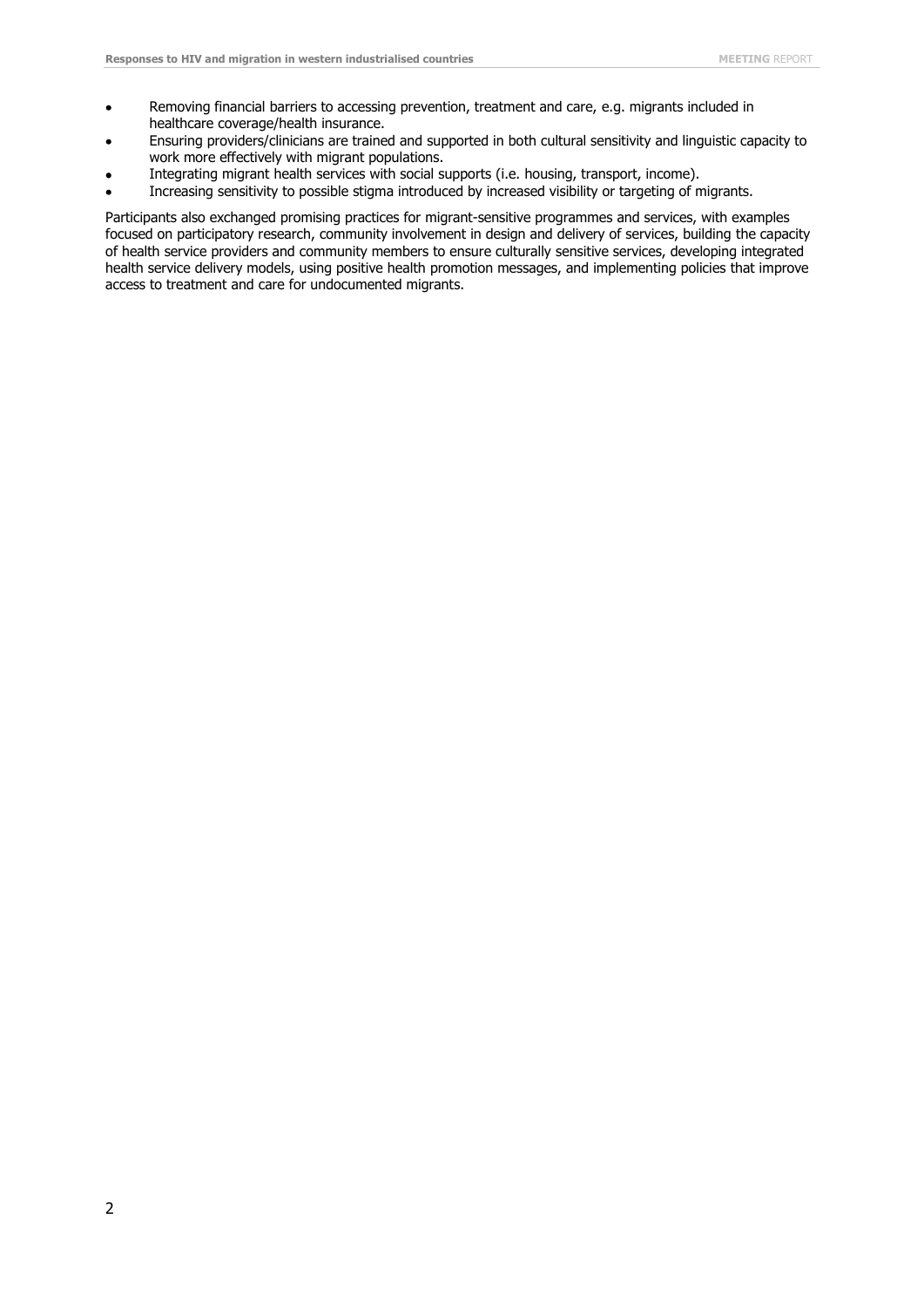- Removing financial barriers to accessing prevention, treatment and care, e.g. migrants included in healthcare coverage/health insurance.
- Ensuring providers/clinicians are trained and supported in both cultural sensitivity and linguistic capacity to work more effectively with migrant populations.
- Integrating migrant health services with social supports (i.e. housing, transport, income).
- Increasing sensitivity to possible stigma introduced by increased visibility or targeting of migrants.

Participants also exchanged promising practices for migrant-sensitive programmes and services, with examples focused on participatory research, community involvement in design and delivery of services, building the capacity of health service providers and community members to ensure culturally sensitive services, developing integrated health service delivery models, using positive health promotion messages, and implementing policies that improve access to treatment and care for undocumented migrants.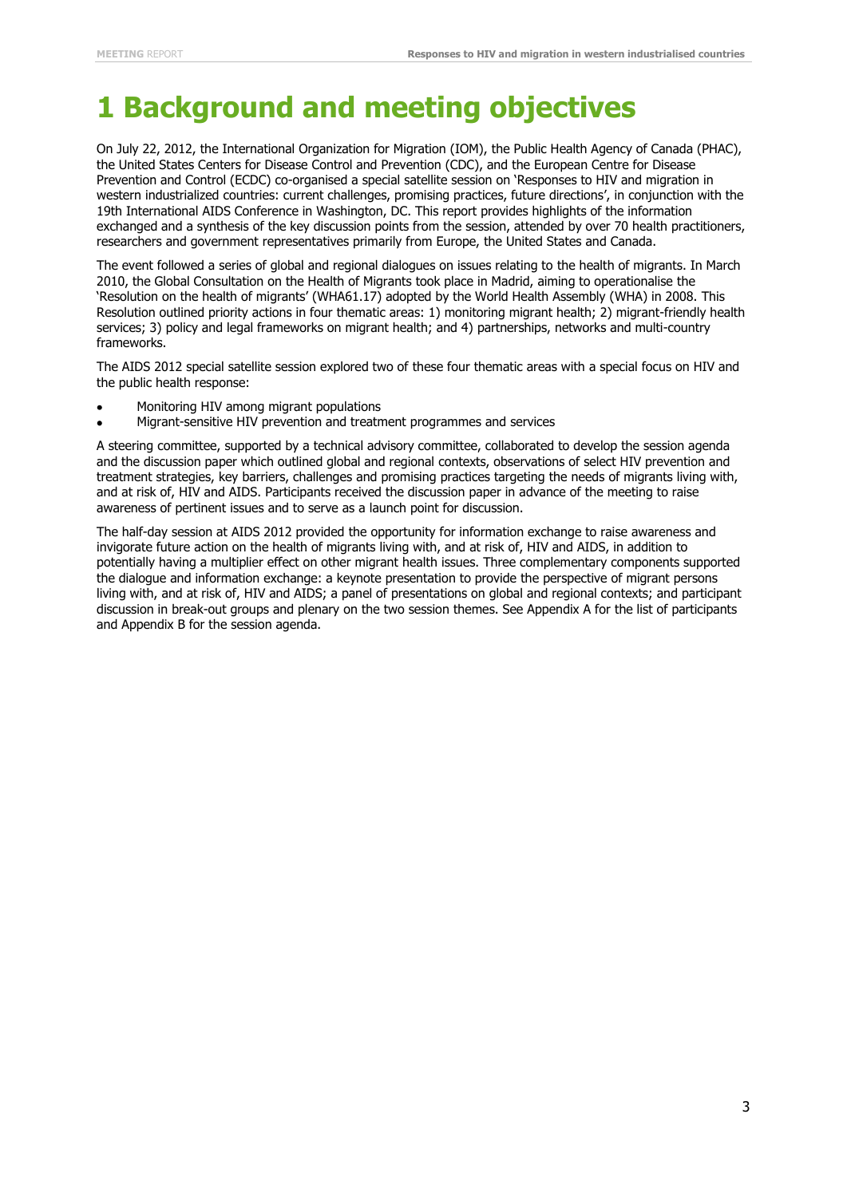# 1 Background and meeting objectives

On July 22, 2012, the International Organization for Migration (IOM), the Public Health Agency of Canada (PHAC), the United States Centers for Disease Control and Prevention (CDC), and the European Centre for Disease Prevention and Control (ECDC) co-organised a special satellite session on 'Responses to HIV and migration in western industrialized countries: current challenges, promising practices, future directions', in conjunction with the 19th International AIDS Conference in Washington, DC. This report provides highlights of the information exchanged and a synthesis of the key discussion points from the session, attended by over 70 health practitioners, researchers and government representatives primarily from Europe, the United States and Canada.

The event followed a series of global and regional dialogues on issues relating to the health of migrants. In March 2010, the Global Consultation on the Health of Migrants took place in Madrid, aiming to operationalise the 'Resolution on the health of migrants' (WHA61.17) adopted by the World Health Assembly (WHA) in 2008. This Resolution outlined priority actions in four thematic areas: 1) monitoring migrant health; 2) migrant-friendly health services; 3) policy and legal frameworks on migrant health; and 4) partnerships, networks and multi-country frameworks.

The AIDS 2012 special satellite session explored two of these four thematic areas with a special focus on HIV and the public health response:

- Monitoring HIV among migrant populations
- Migrant-sensitive HIV prevention and treatment programmes and services

A steering committee, supported by a technical advisory committee, collaborated to develop the session agenda and the discussion paper which outlined global and regional contexts, observations of select HIV prevention and treatment strategies, key barriers, challenges and promising practices targeting the needs of migrants living with, and at risk of, HIV and AIDS. Participants received the discussion paper in advance of the meeting to raise awareness of pertinent issues and to serve as a launch point for discussion.

The half-day session at AIDS 2012 provided the opportunity for information exchange to raise awareness and invigorate future action on the health of migrants living with, and at risk of, HIV and AIDS, in addition to potentially having a multiplier effect on other migrant health issues. Three complementary components supported the dialogue and information exchange: a keynote presentation to provide the perspective of migrant persons living with, and at risk of, HIV and AIDS; a panel of presentations on global and regional contexts; and participant discussion in break-out groups and plenary on the two session themes. See Appendix A for the list of participants and Appendix B for the session agenda.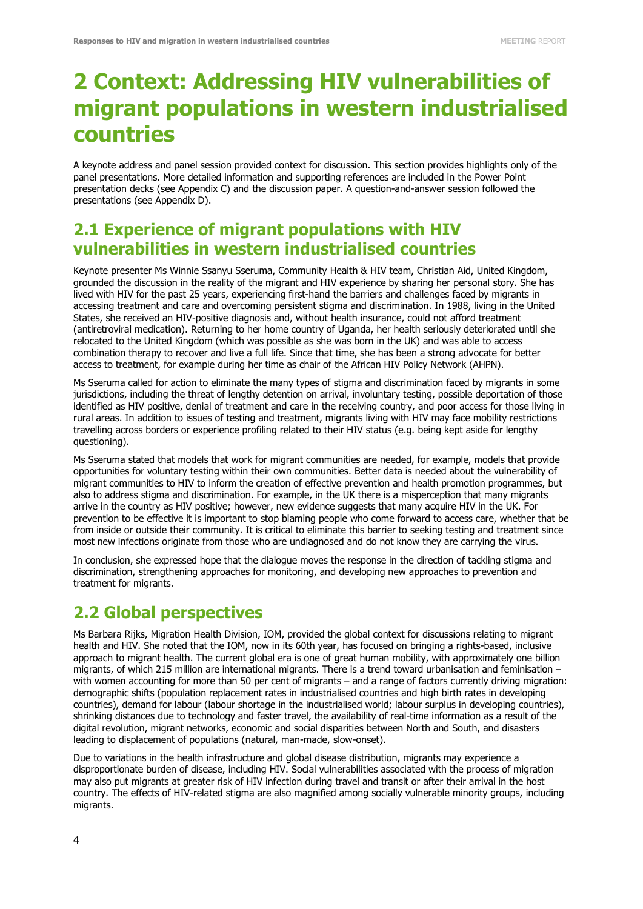# 2 Context: Addressing HIV vulnerabilities of migrant populations in western industrialised countries

A keynote address and panel session provided context for discussion. This section provides highlights only of the panel presentations. More detailed information and supporting references are included in the Power Point presentation decks (see Appendix C) and the discussion paper. A question-and-answer session followed the presentations (see Appendix D).

## 2.1 Experience of migrant populations with HIV vulnerabilities in western industrialised countries

Keynote presenter Ms Winnie Ssanyu Sseruma, Community Health & HIV team, Christian Aid, United Kingdom, grounded the discussion in the reality of the migrant and HIV experience by sharing her personal story. She has lived with HIV for the past 25 years, experiencing first-hand the barriers and challenges faced by migrants in accessing treatment and care and overcoming persistent stigma and discrimination. In 1988, living in the United States, she received an HIV-positive diagnosis and, without health insurance, could not afford treatment (antiretroviral medication). Returning to her home country of Uganda, her health seriously deteriorated until she relocated to the United Kingdom (which was possible as she was born in the UK) and was able to access combination therapy to recover and live a full life. Since that time, she has been a strong advocate for better access to treatment, for example during her time as chair of the African HIV Policy Network (AHPN).

Ms Sseruma called for action to eliminate the many types of stigma and discrimination faced by migrants in some jurisdictions, including the threat of lengthy detention on arrival, involuntary testing, possible deportation of those identified as HIV positive, denial of treatment and care in the receiving country, and poor access for those living in rural areas. In addition to issues of testing and treatment, migrants living with HIV may face mobility restrictions travelling across borders or experience profiling related to their HIV status (e.g. being kept aside for lengthy questioning).

Ms Sseruma stated that models that work for migrant communities are needed, for example, models that provide opportunities for voluntary testing within their own communities. Better data is needed about the vulnerability of migrant communities to HIV to inform the creation of effective prevention and health promotion programmes, but also to address stigma and discrimination. For example, in the UK there is a misperception that many migrants arrive in the country as HIV positive; however, new evidence suggests that many acquire HIV in the UK. For prevention to be effective it is important to stop blaming people who come forward to access care, whether that be from inside or outside their community. It is critical to eliminate this barrier to seeking testing and treatment since most new infections originate from those who are undiagnosed and do not know they are carrying the virus.

In conclusion, she expressed hope that the dialogue moves the response in the direction of tackling stigma and discrimination, strengthening approaches for monitoring, and developing new approaches to prevention and treatment for migrants.

## 2.2 Global perspectives

Ms Barbara Rijks, Migration Health Division, IOM, provided the global context for discussions relating to migrant health and HIV. She noted that the IOM, now in its 60th year, has focused on bringing a rights-based, inclusive approach to migrant health. The current global era is one of great human mobility, with approximately one billion migrants, of which 215 million are international migrants. There is a trend toward urbanisation and feminisation – with women accounting for more than 50 per cent of migrants – and a range of factors currently driving migration: demographic shifts (population replacement rates in industrialised countries and high birth rates in developing countries), demand for labour (labour shortage in the industrialised world; labour surplus in developing countries), shrinking distances due to technology and faster travel, the availability of real-time information as a result of the digital revolution, migrant networks, economic and social disparities between North and South, and disasters leading to displacement of populations (natural, man-made, slow-onset).

Due to variations in the health infrastructure and global disease distribution, migrants may experience a disproportionate burden of disease, including HIV. Social vulnerabilities associated with the process of migration may also put migrants at greater risk of HIV infection during travel and transit or after their arrival in the host country. The effects of HIV-related stigma are also magnified among socially vulnerable minority groups, including migrants.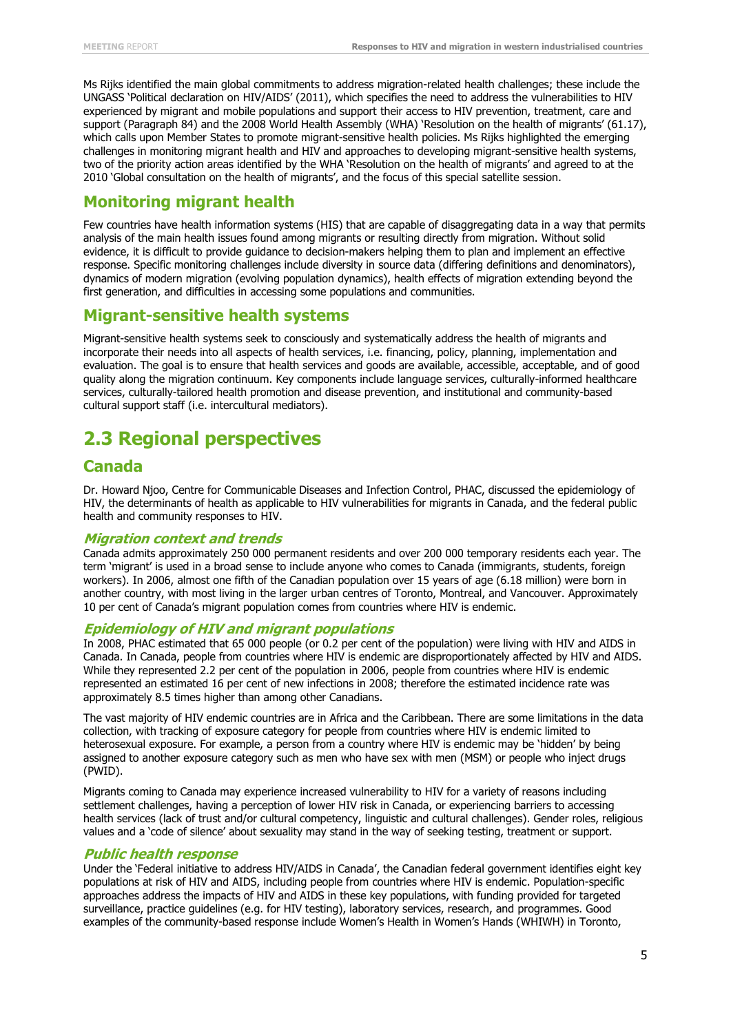Ms Rijks identified the main global commitments to address migration-related health challenges; these include the UNGASS 'Political declaration on HIV/AIDS' (2011), which specifies the need to address the vulnerabilities to HIV experienced by migrant and mobile populations and support their access to HIV prevention, treatment, care and support (Paragraph 84) and the 2008 World Health Assembly (WHA) 'Resolution on the health of migrants' (61.17), which calls upon Member States to promote migrant-sensitive health policies. Ms Rijks highlighted the emerging challenges in monitoring migrant health and HIV and approaches to developing migrant-sensitive health systems, two of the priority action areas identified by the WHA 'Resolution on the health of migrants' and agreed to at the 2010 'Global consultation on the health of migrants', and the focus of this special satellite session.

### Monitoring migrant health

Few countries have health information systems (HIS) that are capable of disaggregating data in a way that permits analysis of the main health issues found among migrants or resulting directly from migration. Without solid evidence, it is difficult to provide guidance to decision-makers helping them to plan and implement an effective response. Specific monitoring challenges include diversity in source data (differing definitions and denominators), dynamics of modern migration (evolving population dynamics), health effects of migration extending beyond the first generation, and difficulties in accessing some populations and communities.

### Migrant-sensitive health systems

Migrant-sensitive health systems seek to consciously and systematically address the health of migrants and incorporate their needs into all aspects of health services, i.e. financing, policy, planning, implementation and evaluation. The goal is to ensure that health services and goods are available, accessible, acceptable, and of good quality along the migration continuum. Key components include language services, culturally-informed healthcare services, culturally-tailored health promotion and disease prevention, and institutional and community-based cultural support staff (i.e. intercultural mediators).

## 2.3 Regional perspectives

### Canada

Dr. Howard Njoo, Centre for Communicable Diseases and Infection Control, PHAC, discussed the epidemiology of HIV, the determinants of health as applicable to HIV vulnerabilities for migrants in Canada, and the federal public health and community responses to HIV.

#### *Migration context and trends*

Canada admits approximately 250 000 permanent residents and over 200 000 temporary residents each year. The term 'migrant' is used in a broad sense to include anyone who comes to Canada (immigrants, students, foreign workers). In 2006, almost one fifth of the Canadian population over 15 years of age (6.18 million) were born in another country, with most living in the larger urban centres of Toronto, Montreal, and Vancouver. Approximately 10 per cent of Canada's migrant population comes from countries where HIV is endemic.

#### *Epidemiology of HIV and migrant populations*

In 2008, PHAC estimated that 65 000 people (or 0.2 per cent of the population) were living with HIV and AIDS in Canada. In Canada, people from countries where HIV is endemic are disproportionately affected by HIV and AIDS. While they represented 2.2 per cent of the population in 2006, people from countries where HIV is endemic represented an estimated 16 per cent of new infections in 2008; therefore the estimated incidence rate was approximately 8.5 times higher than among other Canadians.

The vast majority of HIV endemic countries are in Africa and the Caribbean. There are some limitations in the data collection, with tracking of exposure category for people from countries where HIV is endemic limited to heterosexual exposure. For example, a person from a country where HIV is endemic may be 'hidden' by being assigned to another exposure category such as men who have sex with men (MSM) or people who inject drugs (PWID).

Migrants coming to Canada may experience increased vulnerability to HIV for a variety of reasons including settlement challenges, having a perception of lower HIV risk in Canada, or experiencing barriers to accessing health services (lack of trust and/or cultural competency, linguistic and cultural challenges). Gender roles, religious values and a 'code of silence' about sexuality may stand in the way of seeking testing, treatment or support.

#### *Public health response*

Under the 'Federal initiative to address HIV/AIDS in Canada', the Canadian federal government identifies eight key populations at risk of HIV and AIDS, including people from countries where HIV is endemic. Population-specific approaches address the impacts of HIV and AIDS in these key populations, with funding provided for targeted surveillance, practice guidelines (e.g. for HIV testing), laboratory services, research, and programmes. Good examples of the community-based response include Women's Health in Women's Hands (WHIWH) in Toronto,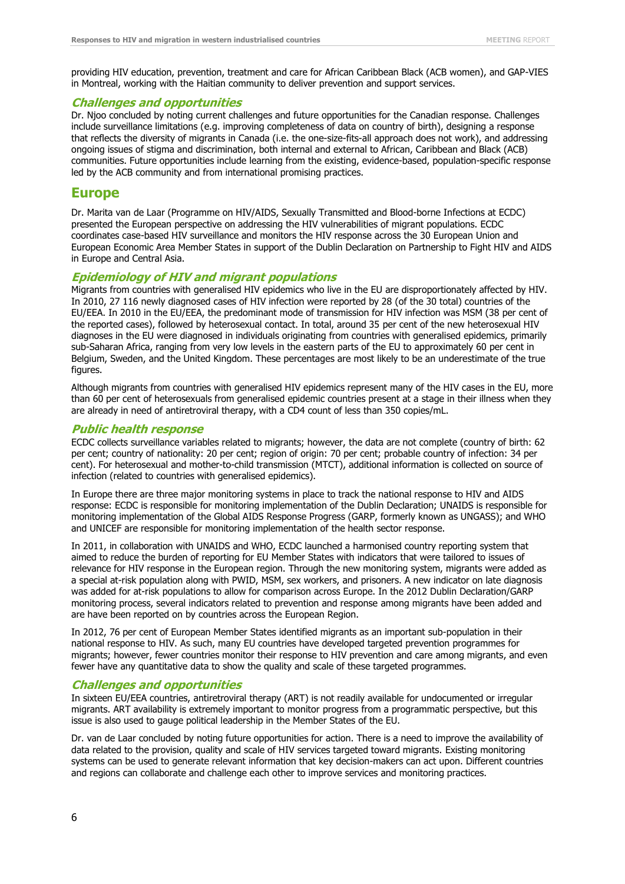providing HIV education, prevention, treatment and care for African Caribbean Black (ACB women), and GAP-VIES in Montreal, working with the Haitian community to deliver prevention and support services.

### *Challenges and opportunities*

Dr. Njoo concluded by noting current challenges and future opportunities for the Canadian response. Challenges include surveillance limitations (e.g. improving completeness of data on country of birth), designing a response that reflects the diversity of migrants in Canada (i.e. the one-size-fits-all approach does not work), and addressing ongoing issues of stigma and discrimination, both internal and external to African, Caribbean and Black (ACB) communities. Future opportunities include learning from the existing, evidence-based, population-specific response led by the ACB community and from international promising practices.

## Europe

Dr. Marita van de Laar (Programme on HIV/AIDS, Sexually Transmitted and Blood-borne Infections at ECDC) presented the European perspective on addressing the HIV vulnerabilities of migrant populations. ECDC coordinates case-based HIV surveillance and monitors the HIV response across the 30 European Union and European Economic Area Member States in support of the Dublin Declaration on Partnership to Fight HIV and AIDS in Europe and Central Asia.

### *Epidemiology of HIV and migrant populations*

Migrants from countries with generalised HIV epidemics who live in the EU are disproportionately affected by HIV. In 2010, 27 116 newly diagnosed cases of HIV infection were reported by 28 (of the 30 total) countries of the EU/EEA. In 2010 in the EU/EEA, the predominant mode of transmission for HIV infection was MSM (38 per cent of the reported cases), followed by heterosexual contact. In total, around 35 per cent of the new heterosexual HIV diagnoses in the EU were diagnosed in individuals originating from countries with generalised epidemics, primarily sub-Saharan Africa, ranging from very low levels in the eastern parts of the EU to approximately 60 per cent in Belgium, Sweden, and the United Kingdom. These percentages are most likely to be an underestimate of the true figures.

Although migrants from countries with generalised HIV epidemics represent many of the HIV cases in the EU, more than 60 per cent of heterosexuals from generalised epidemic countries present at a stage in their illness when they are already in need of antiretroviral therapy, with a CD4 count of less than 350 copies/mL.

### *Public health response*

ECDC collects surveillance variables related to migrants; however, the data are not complete (country of birth: 62 per cent; country of nationality: 20 per cent; region of origin: 70 per cent; probable country of infection: 34 per cent). For heterosexual and mother-to-child transmission (MTCT), additional information is collected on source of infection (related to countries with generalised epidemics).

In Europe there are three major monitoring systems in place to track the national response to HIV and AIDS response: ECDC is responsible for monitoring implementation of the Dublin Declaration; UNAIDS is responsible for monitoring implementation of the Global AIDS Response Progress (GARP, formerly known as UNGASS); and WHO and UNICEF are responsible for monitoring implementation of the health sector response.

In 2011, in collaboration with UNAIDS and WHO, ECDC launched a harmonised country reporting system that aimed to reduce the burden of reporting for EU Member States with indicators that were tailored to issues of relevance for HIV response in the European region. Through the new monitoring system, migrants were added as a special at-risk population along with PWID, MSM, sex workers, and prisoners. A new indicator on late diagnosis was added for at-risk populations to allow for comparison across Europe. In the 2012 Dublin Declaration/GARP monitoring process, several indicators related to prevention and response among migrants have been added and are have been reported on by countries across the European Region.

In 2012, 76 per cent of European Member States identified migrants as an important sub-population in their national response to HIV. As such, many EU countries have developed targeted prevention programmes for migrants; however, fewer countries monitor their response to HIV prevention and care among migrants, and even fewer have any quantitative data to show the quality and scale of these targeted programmes.

### *Challenges and opportunities*

In sixteen EU/EEA countries, antiretroviral therapy (ART) is not readily available for undocumented or irregular migrants. ART availability is extremely important to monitor progress from a programmatic perspective, but this issue is also used to gauge political leadership in the Member States of the EU.

Dr. van de Laar concluded by noting future opportunities for action. There is a need to improve the availability of data related to the provision, quality and scale of HIV services targeted toward migrants. Existing monitoring systems can be used to generate relevant information that key decision-makers can act upon. Different countries and regions can collaborate and challenge each other to improve services and monitoring practices.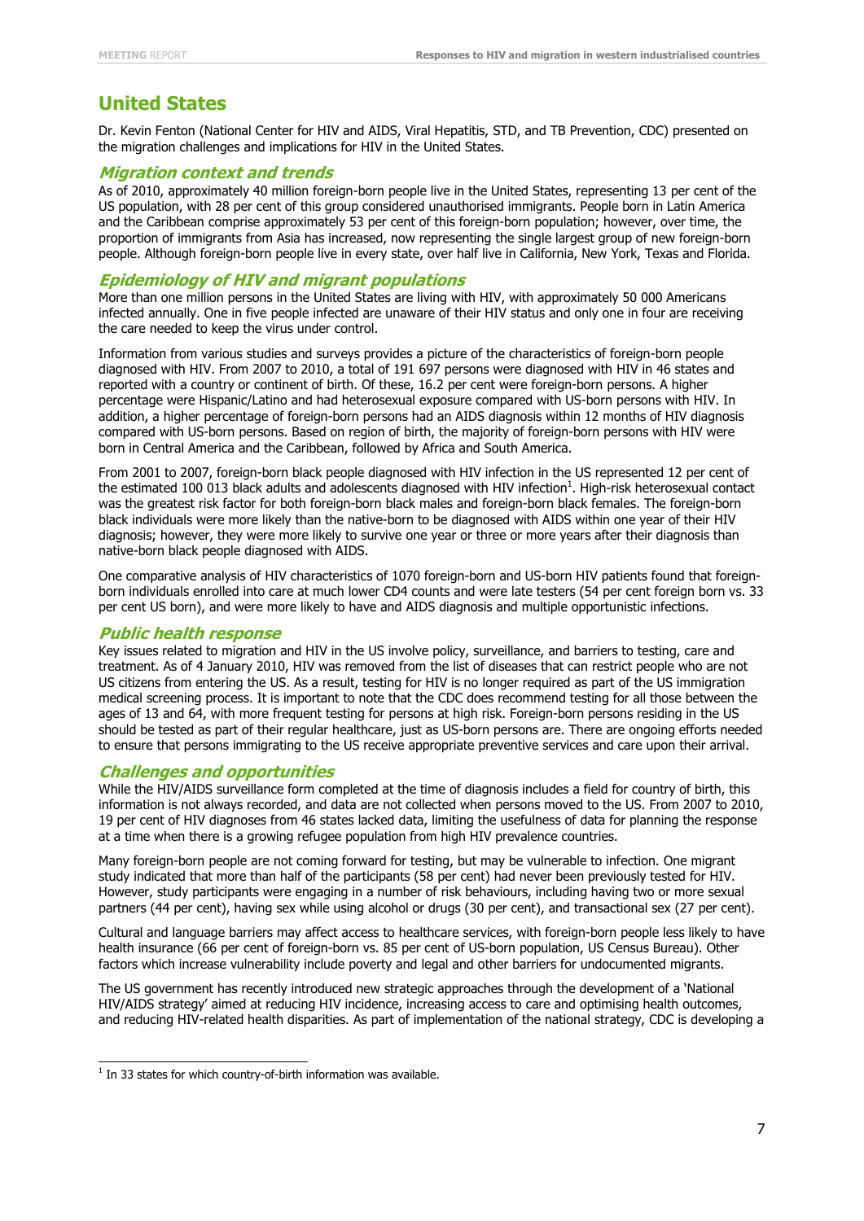## United States

Dr. Kevin Fenton (National Center for HIV and AIDS, Viral Hepatitis, STD, and TB Prevention, CDC) presented on the migration challenges and implications for HIV in the United States.

### *Migration context and trends*

As of 2010, approximately 40 million foreign-born people live in the United States, representing 13 per cent of the US population, with 28 per cent of this group considered unauthorised immigrants. People born in Latin America and the Caribbean comprise approximately 53 per cent of this foreign-born population; however, over time, the proportion of immigrants from Asia has increased, now representing the single largest group of new foreign-born people. Although foreign-born people live in every state, over half live in California, New York, Texas and Florida.

### *Epidemiology of HIV and migrant populations*

More than one million persons in the United States are living with HIV, with approximately 50 000 Americans infected annually. One in five people infected are unaware of their HIV status and only one in four are receiving the care needed to keep the virus under control.

Information from various studies and surveys provides a picture of the characteristics of foreign-born people diagnosed with HIV. From 2007 to 2010, a total of 191 697 persons were diagnosed with HIV in 46 states and reported with a country or continent of birth. Of these, 16.2 per cent were foreign-born persons. A higher percentage were Hispanic/Latino and had heterosexual exposure compared with US-born persons with HIV. In addition, a higher percentage of foreign-born persons had an AIDS diagnosis within 12 months of HIV diagnosis compared with US-born persons. Based on region of birth, the majority of foreign-born persons with HIV were born in Central America and the Caribbean, followed by Africa and South America.

From 2001 to 2007, foreign-born black people diagnosed with HIV infection in the US represented 12 per cent of the estimated 100 013 black adults and adolescents diagnosed with HIV infection[1]. High-risk heterosexual contact was the greatest risk factor for both foreign-born black males and foreign-born black females. The foreign-born black individuals were more likely than the native-born to be diagnosed with AIDS within one year of their HIV diagnosis; however, they were more likely to survive one year or three or more years after their diagnosis than native-born black people diagnosed with AIDS.

One comparative analysis of HIV characteristics of 1070 foreign-born and US-born HIV patients found that foreign-born individuals enrolled into care at much lower CD4 counts and were late testers (54 per cent foreign born vs. 33 per cent US born), and were more likely to have and AIDS diagnosis and multiple opportunistic infections.

### *Public health response*

Key issues related to migration and HIV in the US involve policy, surveillance, and barriers to testing, care and treatment. As of 4 January 2010, HIV was removed from the list of diseases that can restrict people who are not US citizens from entering the US. As a result, testing for HIV is no longer required as part of the US immigration medical screening process. It is important to note that the CDC does recommend testing for all those between the ages of 13 and 64, with more frequent testing for persons at high risk. Foreign-born persons residing in the US should be tested as part of their regular healthcare, just as US-born persons are. There are ongoing efforts needed to ensure that persons immigrating to the US receive appropriate preventive services and care upon their arrival.

### *Challenges and opportunities*

While the HIV/AIDS surveillance form completed at the time of diagnosis includes a field for country of birth, this information is not always recorded, and data are not collected when persons moved to the US. From 2007 to 2010, 19 per cent of HIV diagnoses from 46 states lacked data, limiting the usefulness of data for planning the response at a time when there is a growing refugee population from high HIV prevalence countries.

Many foreign-born people are not coming forward for testing, but may be vulnerable to infection. One migrant study indicated that more than half of the participants (58 per cent) had never been previously tested for HIV. However, study participants were engaging in a number of risk behaviours, including having two or more sexual partners (44 per cent), having sex while using alcohol or drugs (30 per cent), and transactional sex (27 per cent).

Cultural and language barriers may affect access to healthcare services, with foreign-born people less likely to have health insurance (66 per cent of foreign-born vs. 85 per cent of US-born population, US Census Bureau). Other factors which increase vulnerability include poverty and legal and other barriers for undocumented migrants.

The US government has recently introduced new strategic approaches through the development of a 'National HIV/AIDS strategy' aimed at reducing HIV incidence, increasing access to care and optimising health outcomes, and reducing HIV-related health disparities. As part of implementation of the national strategy, CDC is developing a

[1] In 33 states for which country-of-birth information was available.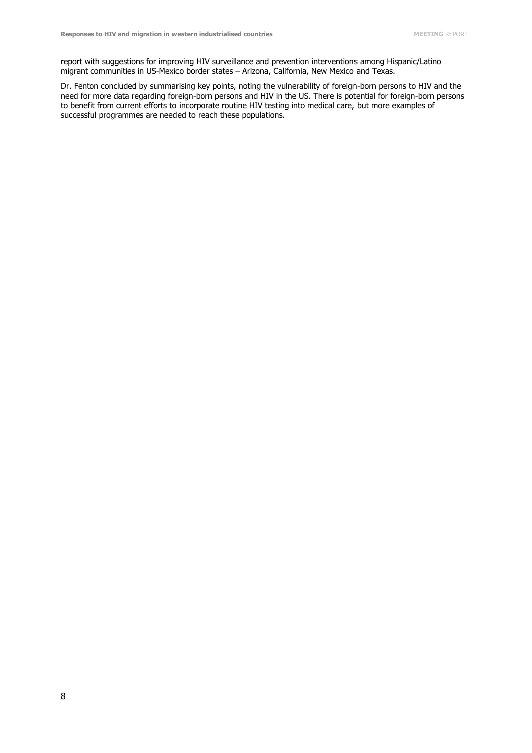report with suggestions for improving HIV surveillance and prevention interventions among Hispanic/Latino migrant communities in US-Mexico border states – Arizona, California, New Mexico and Texas.

Dr. Fenton concluded by summarising key points, noting the vulnerability of foreign-born persons to HIV and the need for more data regarding foreign-born persons and HIV in the US. There is potential for foreign-born persons to benefit from current efforts to incorporate routine HIV testing into medical care, but more examples of successful programmes are needed to reach these populations.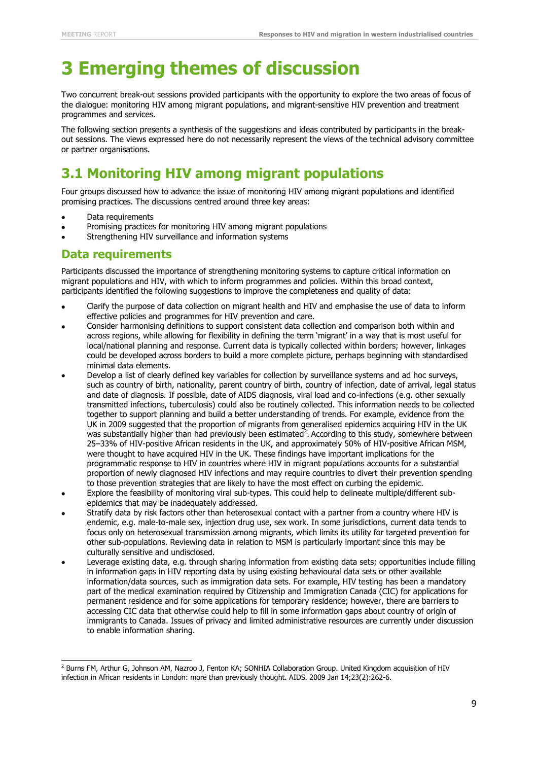# 3 Emerging themes of discussion

Two concurrent break-out sessions provided participants with the opportunity to explore the two areas of focus of the dialogue: monitoring HIV among migrant populations, and migrant-sensitive HIV prevention and treatment programmes and services.

The following section presents a synthesis of the suggestions and ideas contributed by participants in the break-out sessions. The views expressed here do not necessarily represent the views of the technical advisory committee or partner organisations.

## 3.1 Monitoring HIV among migrant populations

Four groups discussed how to advance the issue of monitoring HIV among migrant populations and identified promising practices. The discussions centred around three key areas:

- Data requirements
- Promising practices for monitoring HIV among migrant populations
- Strengthening HIV surveillance and information systems

### Data requirements

Participants discussed the importance of strengthening monitoring systems to capture critical information on migrant populations and HIV, with which to inform programmes and policies. Within this broad context, participants identified the following suggestions to improve the completeness and quality of data:

- Clarify the purpose of data collection on migrant health and HIV and emphasise the use of data to inform effective policies and programmes for HIV prevention and care.
- Consider harmonising definitions to support consistent data collection and comparison both within and across regions, while allowing for flexibility in defining the term 'migrant' in a way that is most useful for local/national planning and response. Current data is typically collected within borders; however, linkages could be developed across borders to build a more complete picture, perhaps beginning with standardised minimal data elements.
- Develop a list of clearly defined key variables for collection by surveillance systems and ad hoc surveys, such as country of birth, nationality, parent country of birth, country of infection, date of arrival, legal status and date of diagnosis. If possible, date of AIDS diagnosis, viral load and co-infections (e.g. other sexually transmitted infections, tuberculosis) could also be routinely collected. This information needs to be collected together to support planning and build a better understanding of trends. For example, evidence from the UK in 2009 suggested that the proportion of migrants from generalised epidemics acquiring HIV in the UK was substantially higher than had previously been estimated[2]. According to this study, somewhere between 25–33% of HIV-positive African residents in the UK, and approximately 50% of HIV-positive African MSM, were thought to have acquired HIV in the UK. These findings have important implications for the programmatic response to HIV in countries where HIV in migrant populations accounts for a substantial proportion of newly diagnosed HIV infections and may require countries to divert their prevention spending to those prevention strategies that are likely to have the most effect on curbing the epidemic.
- Explore the feasibility of monitoring viral sub-types. This could help to delineate multiple/different sub-epidemics that may be inadequately addressed.
- Stratify data by risk factors other than heterosexual contact with a partner from a country where HIV is endemic, e.g. male-to-male sex, injection drug use, sex work. In some jurisdictions, current data tends to focus only on heterosexual transmission among migrants, which limits its utility for targeted prevention for other sub-populations. Reviewing data in relation to MSM is particularly important since this may be culturally sensitive and undisclosed.
- Leverage existing data, e.g. through sharing information from existing data sets; opportunities include filling in information gaps in HIV reporting data by using existing behavioural data sets or other available information/data sources, such as immigration data sets. For example, HIV testing has been a mandatory part of the medical examination required by Citizenship and Immigration Canada (CIC) for applications for permanent residence and for some applications for temporary residence; however, there are barriers to accessing CIC data that otherwise could help to fill in some information gaps about country of origin of immigrants to Canada. Issues of privacy and limited administrative resources are currently under discussion to enable information sharing.

---

[2] Burns FM, Arthur G, Johnson AM, Nazroo J, Fenton KA; SONHIA Collaboration Group. United Kingdom acquisition of HIV infection in African residents in London: more than previously thought. AIDS. 2009 Jan 14;23(2):262-6.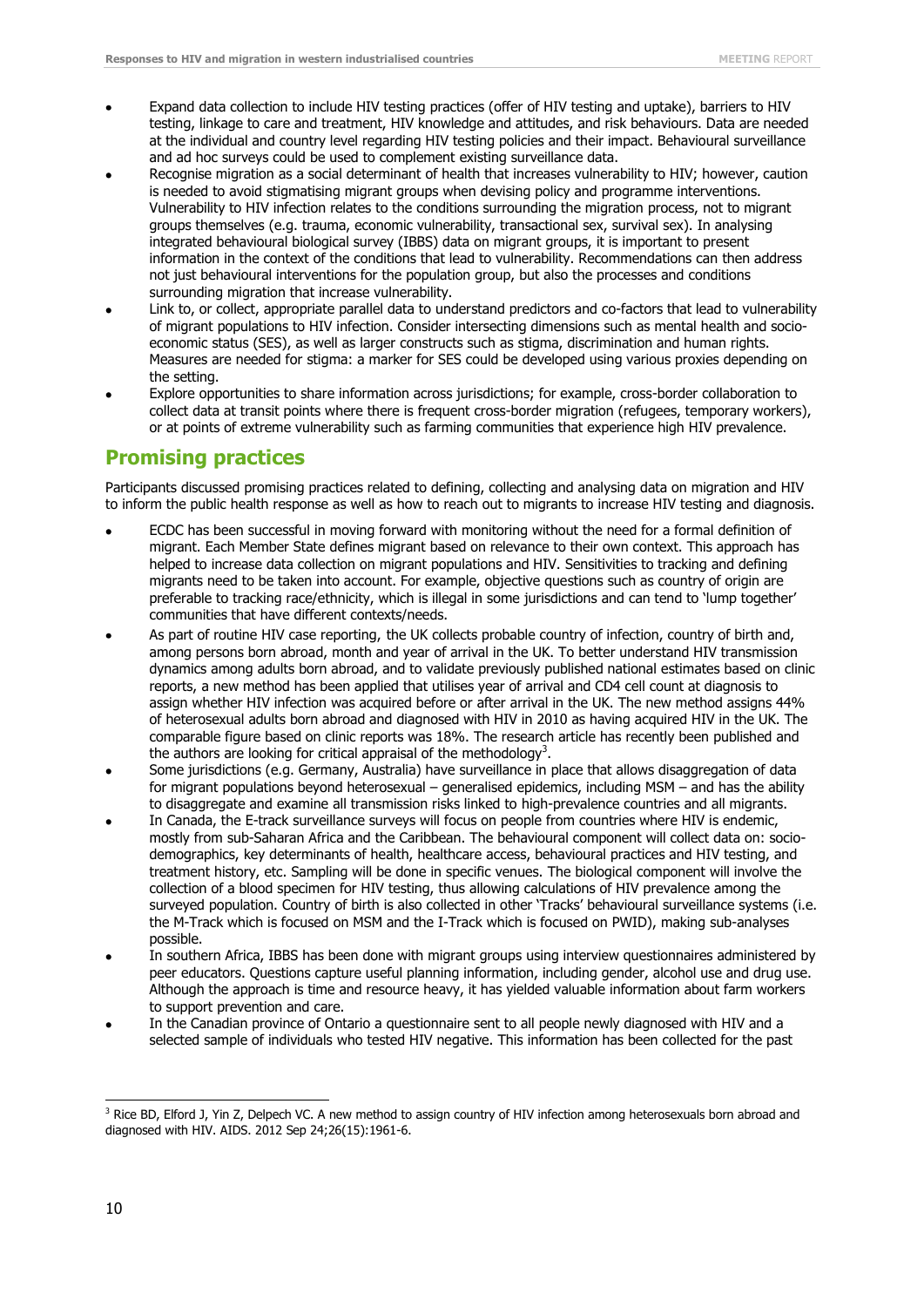- Expand data collection to include HIV testing practices (offer of HIV testing and uptake), barriers to HIV testing, linkage to care and treatment, HIV knowledge and attitudes, and risk behaviours. Data are needed at the individual and country level regarding HIV testing policies and their impact. Behavioural surveillance and ad hoc surveys could be used to complement existing surveillance data.
- Recognise migration as a social determinant of health that increases vulnerability to HIV; however, caution is needed to avoid stigmatising migrant groups when devising policy and programme interventions. Vulnerability to HIV infection relates to the conditions surrounding the migration process, not to migrant groups themselves (e.g. trauma, economic vulnerability, transactional sex, survival sex). In analysing integrated behavioural biological survey (IBBS) data on migrant groups, it is important to present information in the context of the conditions that lead to vulnerability. Recommendations can then address not just behavioural interventions for the population group, but also the processes and conditions surrounding migration that increase vulnerability.
- Link to, or collect, appropriate parallel data to understand predictors and co-factors that lead to vulnerability of migrant populations to HIV infection. Consider intersecting dimensions such as mental health and socio-economic status (SES), as well as larger constructs such as stigma, discrimination and human rights. Measures are needed for stigma: a marker for SES could be developed using various proxies depending on the setting.
- Explore opportunities to share information across jurisdictions; for example, cross-border collaboration to collect data at transit points where there is frequent cross-border migration (refugees, temporary workers), or at points of extreme vulnerability such as farming communities that experience high HIV prevalence.

## Promising practices

Participants discussed promising practices related to defining, collecting and analysing data on migration and HIV to inform the public health response as well as how to reach out to migrants to increase HIV testing and diagnosis.

- ECDC has been successful in moving forward with monitoring without the need for a formal definition of migrant. Each Member State defines migrant based on relevance to their own context. This approach has helped to increase data collection on migrant populations and HIV. Sensitivities to tracking and defining migrants need to be taken into account. For example, objective questions such as country of origin are preferable to tracking race/ethnicity, which is illegal in some jurisdictions and can tend to 'lump together' communities that have different contexts/needs.
- As part of routine HIV case reporting, the UK collects probable country of infection, country of birth and, among persons born abroad, month and year of arrival in the UK. To better understand HIV transmission dynamics among adults born abroad, and to validate previously published national estimates based on clinic reports, a new method has been applied that utilises year of arrival and CD4 cell count at diagnosis to assign whether HIV infection was acquired before or after arrival in the UK. The new method assigns 44% of heterosexual adults born abroad and diagnosed with HIV in 2010 as having acquired HIV in the UK. The comparable figure based on clinic reports was 18%. The research article has recently been published and the authors are looking for critical appraisal of the methodology[3].
- Some jurisdictions (e.g. Germany, Australia) have surveillance in place that allows disaggregation of data for migrant populations beyond heterosexual – generalised epidemics, including MSM – and has the ability to disaggregate and examine all transmission risks linked to high-prevalence countries and all migrants.
- In Canada, the E-track surveillance surveys will focus on people from countries where HIV is endemic, mostly from sub-Saharan Africa and the Caribbean. The behavioural component will collect data on: socio-demographics, key determinants of health, healthcare access, behavioural practices and HIV testing, and treatment history, etc. Sampling will be done in specific venues. The biological component will involve the collection of a blood specimen for HIV testing, thus allowing calculations of HIV prevalence among the surveyed population. Country of birth is also collected in other 'Tracks' behavioural surveillance systems (i.e. the M-Track which is focused on MSM and the I-Track which is focused on PWID), making sub-analyses possible.
- In southern Africa, IBBS has been done with migrant groups using interview questionnaires administered by peer educators. Questions capture useful planning information, including gender, alcohol use and drug use. Although the approach is time and resource heavy, it has yielded valuable information about farm workers to support prevention and care.
- In the Canadian province of Ontario a questionnaire sent to all people newly diagnosed with HIV and a selected sample of individuals who tested HIV negative. This information has been collected for the past

[3] Rice BD, Elford J, Yin Z, Delpech VC. A new method to assign country of HIV infection among heterosexuals born abroad and diagnosed with HIV. AIDS. 2012 Sep 24;26(15):1961-6.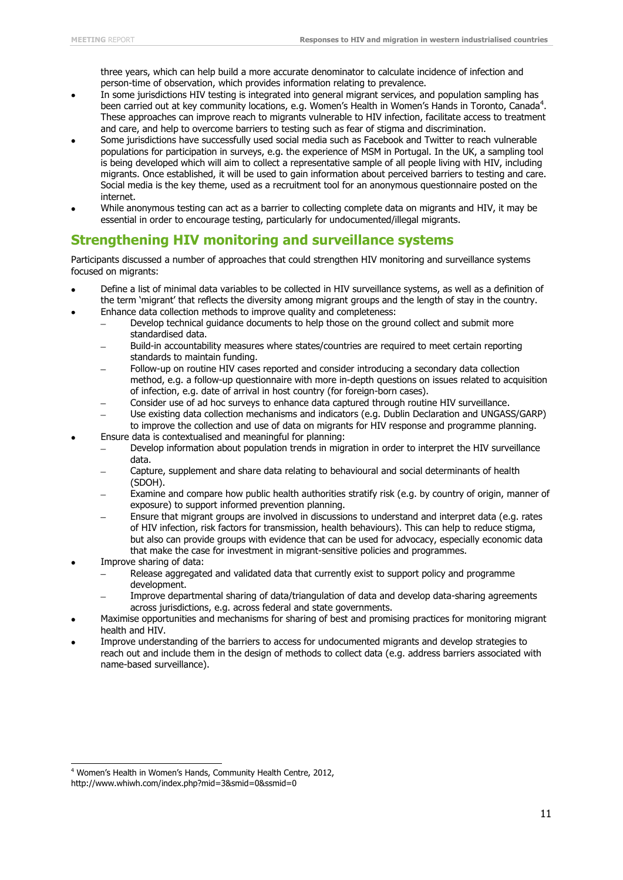three years, which can help build a more accurate denominator to calculate incidence of infection and person-time of observation, which provides information relating to prevalence.

- In some jurisdictions HIV testing is integrated into general migrant services, and population sampling has been carried out at key community locations, e.g. Women's Health in Women's Hands in Toronto, Canada[4]. These approaches can improve reach to migrants vulnerable to HIV infection, facilitate access to treatment and care, and help to overcome barriers to testing such as fear of stigma and discrimination.
- Some jurisdictions have successfully used social media such as Facebook and Twitter to reach vulnerable populations for participation in surveys, e.g. the experience of MSM in Portugal. In the UK, a sampling tool is being developed which will aim to collect a representative sample of all people living with HIV, including migrants. Once established, it will be used to gain information about perceived barriers to testing and care. Social media is the key theme, used as a recruitment tool for an anonymous questionnaire posted on the internet.
- While anonymous testing can act as a barrier to collecting complete data on migrants and HIV, it may be essential in order to encourage testing, particularly for undocumented/illegal migrants.

## Strengthening HIV monitoring and surveillance systems

Participants discussed a number of approaches that could strengthen HIV monitoring and surveillance systems focused on migrants:

- Define a list of minimal data variables to be collected in HIV surveillance systems, as well as a definition of the term 'migrant' that reflects the diversity among migrant groups and the length of stay in the country.
- Enhance data collection methods to improve quality and completeness:
  - Develop technical guidance documents to help those on the ground collect and submit more standardised data.
  - Build-in accountability measures where states/countries are required to meet certain reporting standards to maintain funding.
  - Follow-up on routine HIV cases reported and consider introducing a secondary data collection method, e.g. a follow-up questionnaire with more in-depth questions on issues related to acquisition of infection, e.g. date of arrival in host country (for foreign-born cases).
  - Consider use of ad hoc surveys to enhance data captured through routine HIV surveillance.
  - Use existing data collection mechanisms and indicators (e.g. Dublin Declaration and UNGASS/GARP) to improve the collection and use of data on migrants for HIV response and programme planning.
- Ensure data is contextualised and meaningful for planning:
  - Develop information about population trends in migration in order to interpret the HIV surveillance data.
  - Capture, supplement and share data relating to behavioural and social determinants of health (SDOH).
  - Examine and compare how public health authorities stratify risk (e.g. by country of origin, manner of exposure) to support informed prevention planning.
  - Ensure that migrant groups are involved in discussions to understand and interpret data (e.g. rates of HIV infection, risk factors for transmission, health behaviours). This can help to reduce stigma, but also can provide groups with evidence that can be used for advocacy, especially economic data that make the case for investment in migrant-sensitive policies and programmes.
- Improve sharing of data:
  - Release aggregated and validated data that currently exist to support policy and programme development.
  - Improve departmental sharing of data/triangulation of data and develop data-sharing agreements across jurisdictions, e.g. across federal and state governments.
- Maximise opportunities and mechanisms for sharing of best and promising practices for monitoring migrant health and HIV.
- Improve understanding of the barriers to access for undocumented migrants and develop strategies to reach out and include them in the design of methods to collect data (e.g. address barriers associated with name-based surveillance).

[4] Women's Health in Women's Hands, Community Health Centre, 2012, http://www.whiwh.com/index.php?mid=3&smid=0&ssmid=0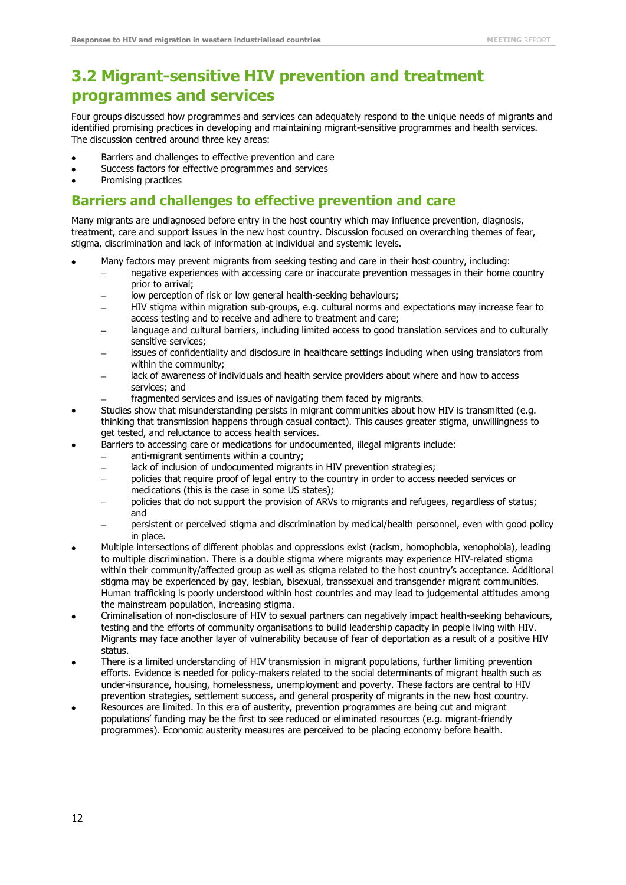## 3.2 Migrant-sensitive HIV prevention and treatment programmes and services

Four groups discussed how programmes and services can adequately respond to the unique needs of migrants and identified promising practices in developing and maintaining migrant-sensitive programmes and health services. The discussion centred around three key areas:

- Barriers and challenges to effective prevention and care
- Success factors for effective programmes and services
- Promising practices

### Barriers and challenges to effective prevention and care

Many migrants are undiagnosed before entry in the host country which may influence prevention, diagnosis, treatment, care and support issues in the new host country. Discussion focused on overarching themes of fear, stigma, discrimination and lack of information at individual and systemic levels.

- Many factors may prevent migrants from seeking testing and care in their host country, including:
  - negative experiences with accessing care or inaccurate prevention messages in their home country prior to arrival;
  - low perception of risk or low general health-seeking behaviours;
  - HIV stigma within migration sub-groups, e.g. cultural norms and expectations may increase fear to access testing and to receive and adhere to treatment and care;
  - language and cultural barriers, including limited access to good translation services and to culturally sensitive services;
  - issues of confidentiality and disclosure in healthcare settings including when using translators from within the community;
  - lack of awareness of individuals and health service providers about where and how to access services; and
  - fragmented services and issues of navigating them faced by migrants.
- Studies show that misunderstanding persists in migrant communities about how HIV is transmitted (e.g. thinking that transmission happens through casual contact). This causes greater stigma, unwillingness to get tested, and reluctance to access health services.
- Barriers to accessing care or medications for undocumented, illegal migrants include:
  - anti-migrant sentiments within a country;
  - lack of inclusion of undocumented migrants in HIV prevention strategies;
  - policies that require proof of legal entry to the country in order to access needed services or medications (this is the case in some US states);
  - policies that do not support the provision of ARVs to migrants and refugees, regardless of status; and
  - persistent or perceived stigma and discrimination by medical/health personnel, even with good policy in place.
- Multiple intersections of different phobias and oppressions exist (racism, homophobia, xenophobia), leading to multiple discrimination. There is a double stigma where migrants may experience HIV-related stigma within their community/affected group as well as stigma related to the host country's acceptance. Additional stigma may be experienced by gay, lesbian, bisexual, transsexual and transgender migrant communities. Human trafficking is poorly understood within host countries and may lead to judgemental attitudes among the mainstream population, increasing stigma.
- Criminalisation of non-disclosure of HIV to sexual partners can negatively impact health-seeking behaviours, testing and the efforts of community organisations to build leadership capacity in people living with HIV. Migrants may face another layer of vulnerability because of fear of deportation as a result of a positive HIV status.
- There is a limited understanding of HIV transmission in migrant populations, further limiting prevention efforts. Evidence is needed for policy-makers related to the social determinants of migrant health such as under-insurance, housing, homelessness, unemployment and poverty. These factors are central to HIV prevention strategies, settlement success, and general prosperity of migrants in the new host country.
- Resources are limited. In this era of austerity, prevention programmes are being cut and migrant populations' funding may be the first to see reduced or eliminated resources (e.g. migrant-friendly programmes). Economic austerity measures are perceived to be placing economy before health.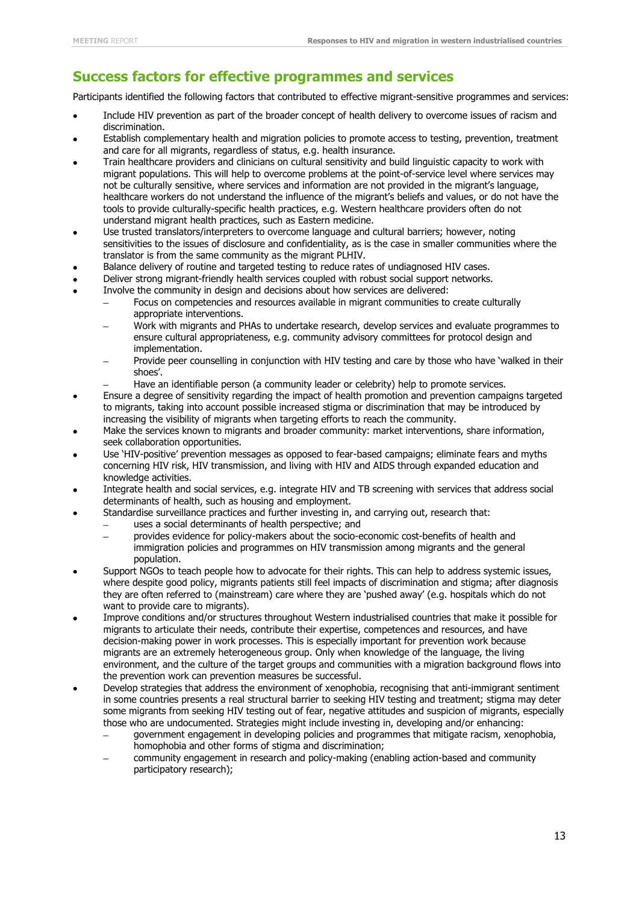## Success factors for effective programmes and services

Participants identified the following factors that contributed to effective migrant-sensitive programmes and services:

- Include HIV prevention as part of the broader concept of health delivery to overcome issues of racism and discrimination.
- Establish complementary health and migration policies to promote access to testing, prevention, treatment and care for all migrants, regardless of status, e.g. health insurance.
- Train healthcare providers and clinicians on cultural sensitivity and build linguistic capacity to work with migrant populations. This will help to overcome problems at the point-of-service level where services may not be culturally sensitive, where services and information are not provided in the migrant's language, healthcare workers do not understand the influence of the migrant's beliefs and values, or do not have the tools to provide culturally-specific health practices, e.g. Western healthcare providers often do not understand migrant health practices, such as Eastern medicine.
- Use trusted translators/interpreters to overcome language and cultural barriers; however, noting sensitivities to the issues of disclosure and confidentiality, as is the case in smaller communities where the translator is from the same community as the migrant PLHIV.
- Balance delivery of routine and targeted testing to reduce rates of undiagnosed HIV cases.
- Deliver strong migrant-friendly health services coupled with robust social support networks.
- Involve the community in design and decisions about how services are delivered:
  - Focus on competencies and resources available in migrant communities to create culturally appropriate interventions.
  - Work with migrants and PHAs to undertake research, develop services and evaluate programmes to ensure cultural appropriateness, e.g. community advisory committees for protocol design and implementation.
  - Provide peer counselling in conjunction with HIV testing and care by those who have 'walked in their shoes'.
  - Have an identifiable person (a community leader or celebrity) help to promote services.
- Ensure a degree of sensitivity regarding the impact of health promotion and prevention campaigns targeted to migrants, taking into account possible increased stigma or discrimination that may be introduced by increasing the visibility of migrants when targeting efforts to reach the community.
- Make the services known to migrants and broader community: market interventions, share information, seek collaboration opportunities.
- Use 'HIV-positive' prevention messages as opposed to fear-based campaigns; eliminate fears and myths concerning HIV risk, HIV transmission, and living with HIV and AIDS through expanded education and knowledge activities.
- Integrate health and social services, e.g. integrate HIV and TB screening with services that address social determinants of health, such as housing and employment.
- Standardise surveillance practices and further investing in, and carrying out, research that:
  - uses a social determinants of health perspective; and
  - provides evidence for policy-makers about the socio-economic cost-benefits of health and immigration policies and programmes on HIV transmission among migrants and the general population.
- Support NGOs to teach people how to advocate for their rights. This can help to address systemic issues, where despite good policy, migrants patients still feel impacts of discrimination and stigma; after diagnosis they are often referred to (mainstream) care where they are 'pushed away' (e.g. hospitals which do not want to provide care to migrants).
- Improve conditions and/or structures throughout Western industrialised countries that make it possible for migrants to articulate their needs, contribute their expertise, competences and resources, and have decision-making power in work processes. This is especially important for prevention work because migrants are an extremely heterogeneous group. Only when knowledge of the language, the living environment, and the culture of the target groups and communities with a migration background flows into the prevention work can prevention measures be successful.
- Develop strategies that address the environment of xenophobia, recognising that anti-immigrant sentiment in some countries presents a real structural barrier to seeking HIV testing and treatment; stigma may deter some migrants from seeking HIV testing out of fear, negative attitudes and suspicion of migrants, especially those who are undocumented. Strategies might include investing in, developing and/or enhancing:
  - government engagement in developing policies and programmes that mitigate racism, xenophobia, homophobia and other forms of stigma and discrimination;
  - community engagement in research and policy-making (enabling action-based and community participatory research);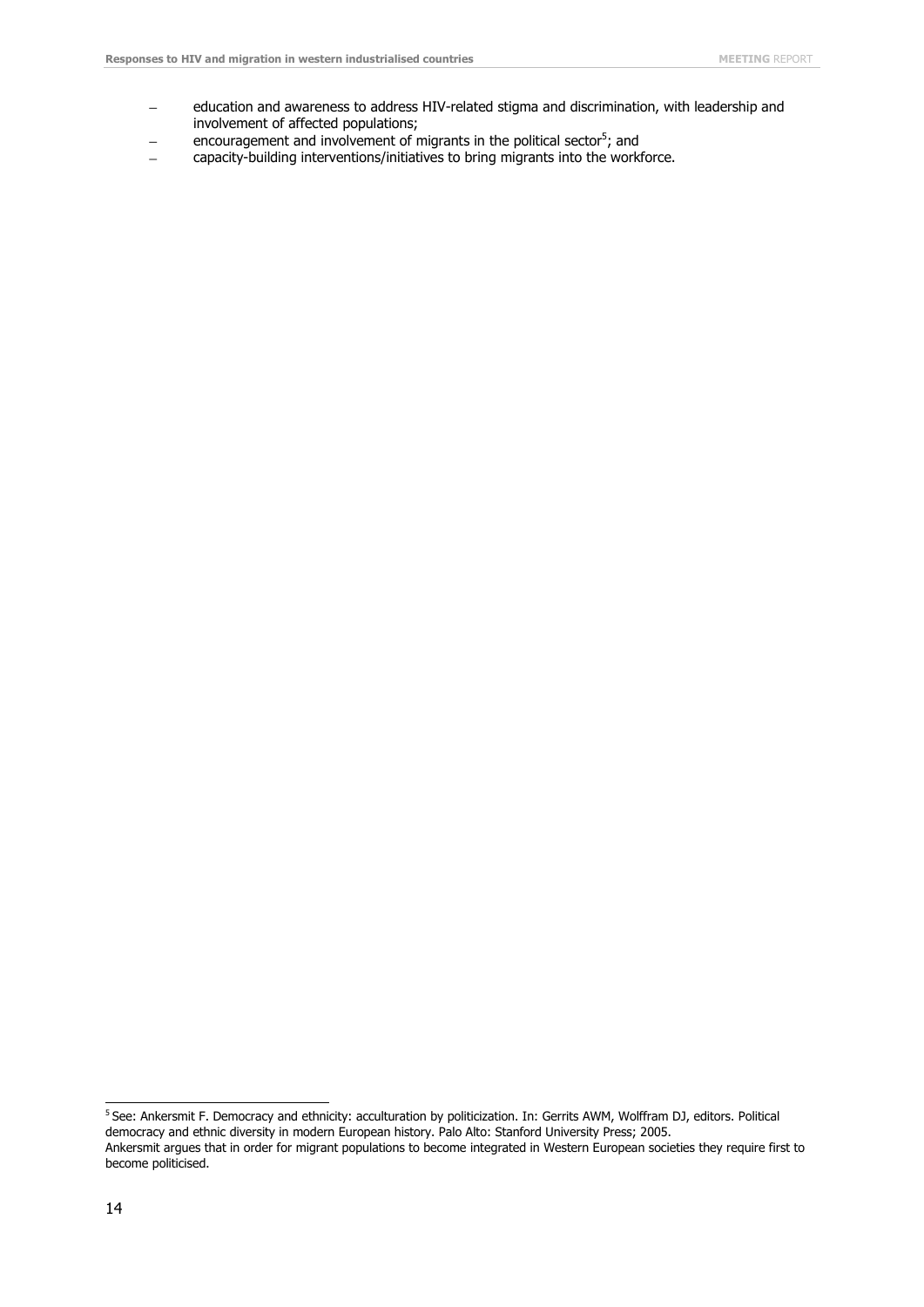- education and awareness to address HIV-related stigma and discrimination, with leadership and involvement of affected populations;
- encouragement and involvement of migrants in the political sector[5]; and
- capacity-building interventions/initiatives to bring migrants into the workforce.

---

[5] See: Ankersmit F. Democracy and ethnicity: acculturation by politicization. In: Gerrits AWM, Wolffram DJ, editors. Political democracy and ethnic diversity in modern European history. Palo Alto: Stanford University Press; 2005.
Ankersmit argues that in order for migrant populations to become integrated in Western European societies they require first to become politicised.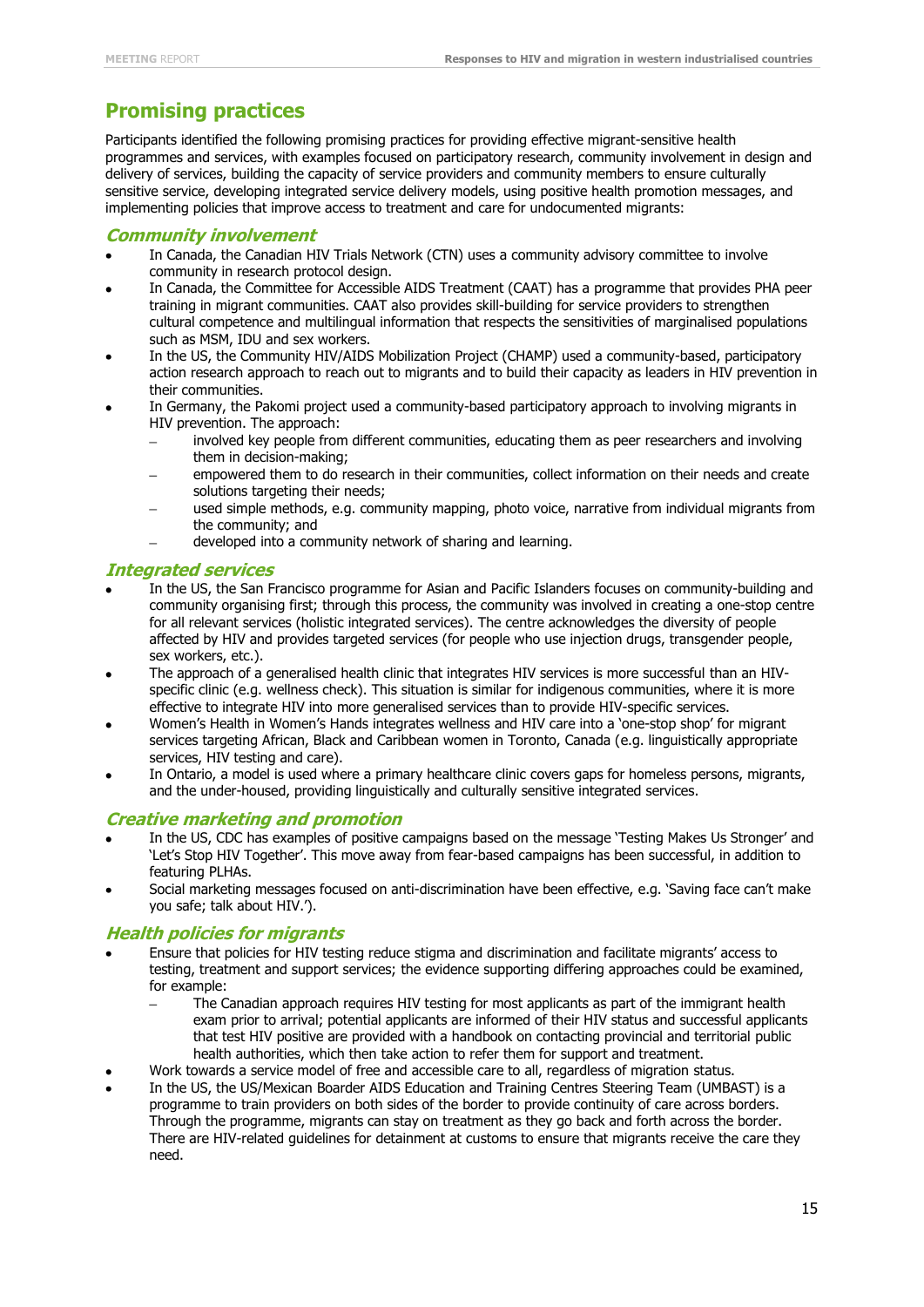## Promising practices

Participants identified the following promising practices for providing effective migrant-sensitive health programmes and services, with examples focused on participatory research, community involvement in design and delivery of services, building the capacity of service providers and community members to ensure culturally sensitive service, developing integrated service delivery models, using positive health promotion messages, and implementing policies that improve access to treatment and care for undocumented migrants:

### *Community involvement*

- In Canada, the Canadian HIV Trials Network (CTN) uses a community advisory committee to involve community in research protocol design.
- In Canada, the Committee for Accessible AIDS Treatment (CAAT) has a programme that provides PHA peer training in migrant communities. CAAT also provides skill-building for service providers to strengthen cultural competence and multilingual information that respects the sensitivities of marginalised populations such as MSM, IDU and sex workers.
- In the US, the Community HIV/AIDS Mobilization Project (CHAMP) used a community-based, participatory action research approach to reach out to migrants and to build their capacity as leaders in HIV prevention in their communities.
- In Germany, the Pakomi project used a community-based participatory approach to involving migrants in HIV prevention. The approach:
  - involved key people from different communities, educating them as peer researchers and involving them in decision-making;
  - empowered them to do research in their communities, collect information on their needs and create solutions targeting their needs;
  - used simple methods, e.g. community mapping, photo voice, narrative from individual migrants from the community; and
  - developed into a community network of sharing and learning.

### *Integrated services*

- In the US, the San Francisco programme for Asian and Pacific Islanders focuses on community-building and community organising first; through this process, the community was involved in creating a one-stop centre for all relevant services (holistic integrated services). The centre acknowledges the diversity of people affected by HIV and provides targeted services (for people who use injection drugs, transgender people, sex workers, etc.).
- The approach of a generalised health clinic that integrates HIV services is more successful than an HIV-specific clinic (e.g. wellness check). This situation is similar for indigenous communities, where it is more effective to integrate HIV into more generalised services than to provide HIV-specific services.
- Women's Health in Women's Hands integrates wellness and HIV care into a 'one-stop shop' for migrant services targeting African, Black and Caribbean women in Toronto, Canada (e.g. linguistically appropriate services, HIV testing and care).
- In Ontario, a model is used where a primary healthcare clinic covers gaps for homeless persons, migrants, and the under-housed, providing linguistically and culturally sensitive integrated services.

### *Creative marketing and promotion*

- In the US, CDC has examples of positive campaigns based on the message 'Testing Makes Us Stronger' and 'Let's Stop HIV Together'. This move away from fear-based campaigns has been successful, in addition to featuring PLHAs.
- Social marketing messages focused on anti-discrimination have been effective, e.g. 'Saving face can't make you safe; talk about HIV.').

### *Health policies for migrants*

- Ensure that policies for HIV testing reduce stigma and discrimination and facilitate migrants' access to testing, treatment and support services; the evidence supporting differing approaches could be examined, for example:
  - The Canadian approach requires HIV testing for most applicants as part of the immigrant health exam prior to arrival; potential applicants are informed of their HIV status and successful applicants that test HIV positive are provided with a handbook on contacting provincial and territorial public health authorities, which then take action to refer them for support and treatment.
- Work towards a service model of free and accessible care to all, regardless of migration status.
- In the US, the US/Mexican Boarder AIDS Education and Training Centres Steering Team (UMBAST) is a programme to train providers on both sides of the border to provide continuity of care across borders. Through the programme, migrants can stay on treatment as they go back and forth across the border. There are HIV-related guidelines for detainment at customs to ensure that migrants receive the care they need.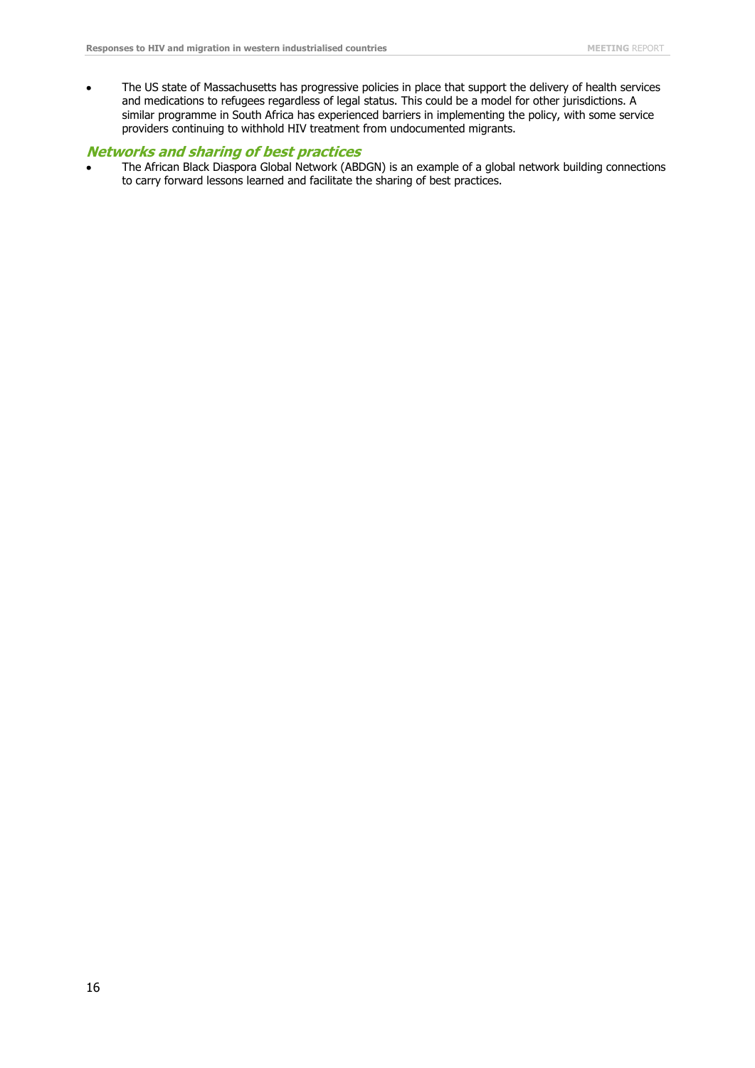- The US state of Massachusetts has progressive policies in place that support the delivery of health services and medications to refugees regardless of legal status. This could be a model for other jurisdictions. A similar programme in South Africa has experienced barriers in implementing the policy, with some service providers continuing to withhold HIV treatment from undocumented migrants.

### *Networks and sharing of best practices*

- The African Black Diaspora Global Network (ABDGN) is an example of a global network building connections to carry forward lessons learned and facilitate the sharing of best practices.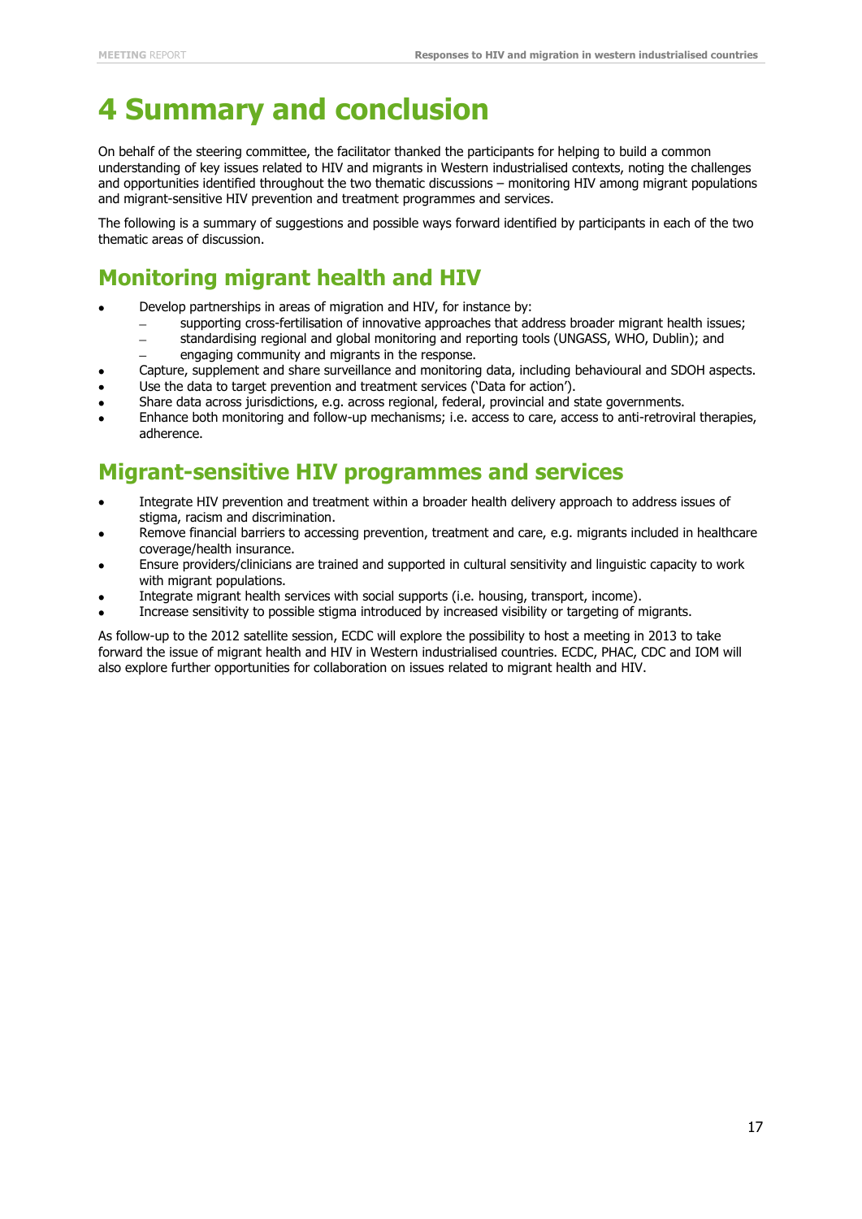# 4 Summary and conclusion

On behalf of the steering committee, the facilitator thanked the participants for helping to build a common understanding of key issues related to HIV and migrants in Western industrialised contexts, noting the challenges and opportunities identified throughout the two thematic discussions – monitoring HIV among migrant populations and migrant-sensitive HIV prevention and treatment programmes and services.

The following is a summary of suggestions and possible ways forward identified by participants in each of the two thematic areas of discussion.

## Monitoring migrant health and HIV

- Develop partnerships in areas of migration and HIV, for instance by:
  - supporting cross-fertilisation of innovative approaches that address broader migrant health issues;
  - standardising regional and global monitoring and reporting tools (UNGASS, WHO, Dublin); and
  - engaging community and migrants in the response.
- Capture, supplement and share surveillance and monitoring data, including behavioural and SDOH aspects.
- Use the data to target prevention and treatment services ('Data for action').
- Share data across jurisdictions, e.g. across regional, federal, provincial and state governments.
- Enhance both monitoring and follow-up mechanisms; i.e. access to care, access to anti-retroviral therapies, adherence.

## Migrant-sensitive HIV programmes and services

- Integrate HIV prevention and treatment within a broader health delivery approach to address issues of stigma, racism and discrimination.
- Remove financial barriers to accessing prevention, treatment and care, e.g. migrants included in healthcare coverage/health insurance.
- Ensure providers/clinicians are trained and supported in cultural sensitivity and linguistic capacity to work with migrant populations.
- Integrate migrant health services with social supports (i.e. housing, transport, income).
- Increase sensitivity to possible stigma introduced by increased visibility or targeting of migrants.

As follow-up to the 2012 satellite session, ECDC will explore the possibility to host a meeting in 2013 to take forward the issue of migrant health and HIV in Western industrialised countries. ECDC, PHAC, CDC and IOM will also explore further opportunities for collaboration on issues related to migrant health and HIV.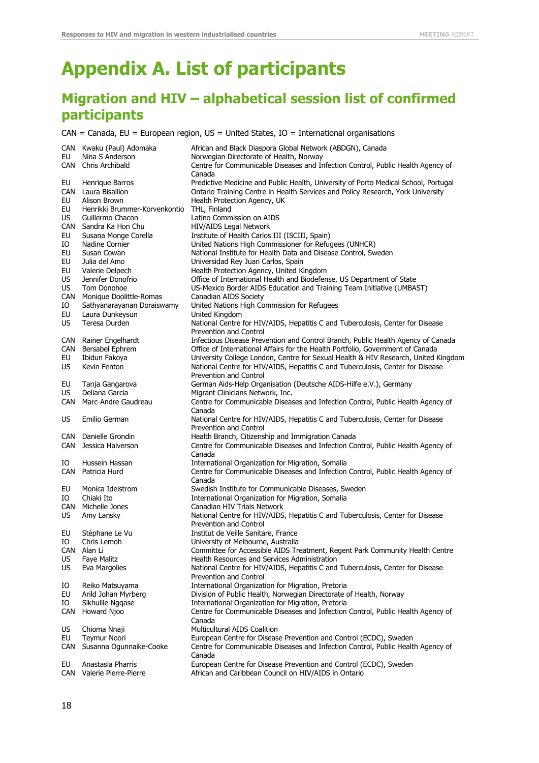# Appendix A. List of participants

## Migration and HIV – alphabetical session list of confirmed participants

CAN = Canada, EU = European region, US = United States, IO = International organisations

| | | |
|---|---|---|
| CAN | Kwaku (Paul) Adomaka | African and Black Diaspora Global Network (ABDGN), Canada |
| EU | Nina S Anderson | Norwegian Directorate of Health, Norway |
| CAN | Chris Archibald | Centre for Communicable Diseases and Infection Control, Public Health Agency of Canada |
| EU | Henrique Barros | Predictive Medicine and Public Health, University of Porto Medical School, Portugal |
| CAN | Laura Bisallion | Ontario Training Centre in Health Services and Policy Research, York University |
| EU | Alison Brown | Health Protection Agency, UK |
| EU | Henrikki Brummer-Korvenkontio | THL, Finland |
| US | Guillermo Chacon | Latino Commission on AIDS |
| CAN | Sandra Ka Hon Chu | HIV/AIDS Legal Network |
| EU | Susana Monge Corella | Institute of Health Carlos III (ISCIII, Spain) |
| IO | Nadine Cornier | United Nations High Commissioner for Refugees (UNHCR) |
| EU | Susan Cowan | National Institute for Health Data and Disease Control, Sweden |
| EU | Julia del Amo | Universidad Rey Juan Carlos, Spain |
| EU | Valerie Delpech | Health Protection Agency, United Kingdom |
| US | Jennifer Donofrio | Office of International Health and Biodefense, US Department of State |
| US | Tom Donohoe | US-Mexico Border AIDS Education and Training Team Initiative (UMBAST) |
| CAN | Monique Doolittle-Romas | Canadian AIDS Society |
| IO | Sathyanarayanan Doraiswamy | United Nations High Commission for Refugees |
| EU | Laura Dunkeysun | United Kingdom |
| US | Teresa Durden | National Centre for HIV/AIDS, Hepatitis C and Tuberculosis, Center for Disease Prevention and Control |
| CAN | Rainer Engelhardt | Infectious Disease Prevention and Control Branch, Public Health Agency of Canada |
| CAN | Bersabel Ephrem | Office of International Affairs for the Health Portfolio, Government of Canada |
| EU | Ibidun Fakoya | University College London, Centre for Sexual Health & HIV Research, United Kingdom |
| US | Kevin Fenton | National Centre for HIV/AIDS, Hepatitis C and Tuberculosis, Center for Disease Prevention and Control |
| EU | Tanja Gangarova | German Aids-Help Organisation (Deutsche AIDS-Hilfe e.V.), Germany |
| US | Deliana Garcia | Migrant Clinicians Network, Inc. |
| CAN | Marc-Andre Gaudreau | Centre for Communicable Diseases and Infection Control, Public Health Agency of Canada |
| US | Emilio German | National Centre for HIV/AIDS, Hepatitis C and Tuberculosis, Center for Disease Prevention and Control |
| CAN | Danielle Grondin | Health Branch, Citizenship and Immigration Canada |
| CAN | Jessica Halverson | Centre for Communicable Diseases and Infection Control, Public Health Agency of Canada |
| IO | Hussein Hassan | International Organization for Migration, Somalia |
| CAN | Patricia Hurd | Centre for Communicable Diseases and Infection Control, Public Health Agency of Canada |
| EU | Monica Idelstrom | Swedish Institute for Communicable Diseases, Sweden |
| IO | Chiaki Ito | International Organization for Migration, Somalia |
| CAN | Michelle Jones | Canadian HIV Trials Network |
| US | Amy Lansky | National Centre for HIV/AIDS, Hepatitis C and Tuberculosis, Center for Disease Prevention and Control |
| EU | Stéphane Le Vu | Institut de Veille Sanitare, France |
| IO | Chris Lemoh | University of Melbourne, Australia |
| CAN | Alan Li | Committee for Accessible AIDS Treatment, Regent Park Community Health Centre |
| US | Faye Malitz | Health Resources and Services Administration |
| US | Eva Margolies | National Centre for HIV/AIDS, Hepatitis C and Tuberculosis, Center for Disease Prevention and Control |
| IO | Reiko Matsuyama | International Organization for Migration, Pretoria |
| EU | Arild Johan Myrberg | Division of Public Health, Norwegian Directorate of Health, Norway |
| IO | Sikhulile Ngqase | International Organization for Migration, Pretoria |
| CAN | Howard Njoo | Centre for Communicable Diseases and Infection Control, Public Health Agency of Canada |
| US | Chioma Nnaji | Multicultural AIDS Coalition |
| EU | Teymur Noori | European Centre for Disease Prevention and Control (ECDC), Sweden |
| CAN | Susanna Ogunnaike-Cooke | Centre for Communicable Diseases and Infection Control, Public Health Agency of Canada |
| EU | Anastasia Pharris | European Centre for Disease Prevention and Control (ECDC), Sweden |
| CAN | Valerie Pierre-Pierre | African and Caribbean Council on HIV/AIDS in Ontario |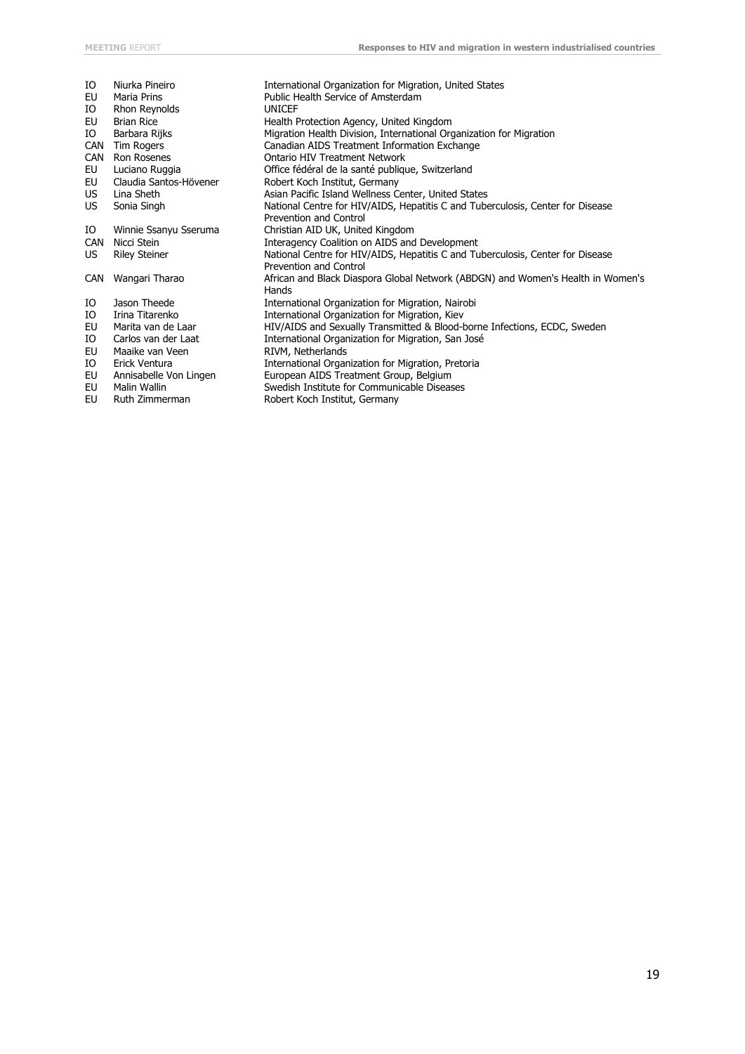| | | |
|---|---|---|
| IO | Niurka Pineiro | International Organization for Migration, United States |
| EU | Maria Prins | Public Health Service of Amsterdam |
| IO | Rhon Reynolds | UNICEF |
| EU | Brian Rice | Health Protection Agency, United Kingdom |
| IO | Barbara Rijks | Migration Health Division, International Organization for Migration |
| CAN | Tim Rogers | Canadian AIDS Treatment Information Exchange |
| CAN | Ron Rosenes | Ontario HIV Treatment Network |
| EU | Luciano Ruggia | Office fédéral de la santé publique, Switzerland |
| EU | Claudia Santos-Hövener | Robert Koch Institut, Germany |
| US | Lina Sheth | Asian Pacific Island Wellness Center, United States |
| US | Sonia Singh | National Centre for HIV/AIDS, Hepatitis C and Tuberculosis, Center for Disease Prevention and Control |
| IO | Winnie Ssanyu Sseruma | Christian AID UK, United Kingdom |
| CAN | Nicci Stein | Interagency Coalition on AIDS and Development |
| US | Riley Steiner | National Centre for HIV/AIDS, Hepatitis C and Tuberculosis, Center for Disease Prevention and Control |
| CAN | Wangari Tharao | African and Black Diaspora Global Network (ABDGN) and Women's Health in Women's Hands |
| IO | Jason Theede | International Organization for Migration, Nairobi |
| IO | Irina Titarenko | International Organization for Migration, Kiev |
| EU | Marita van de Laar | HIV/AIDS and Sexually Transmitted & Blood-borne Infections, ECDC, Sweden |
| IO | Carlos van der Laat | International Organization for Migration, San José |
| EU | Maaike van Veen | RIVM, Netherlands |
| IO | Erick Ventura | International Organization for Migration, Pretoria |
| EU | Annisabelle Von Lingen | European AIDS Treatment Group, Belgium |
| EU | Malin Wallin | Swedish Institute for Communicable Diseases |
| EU | Ruth Zimmerman | Robert Koch Institut, Germany |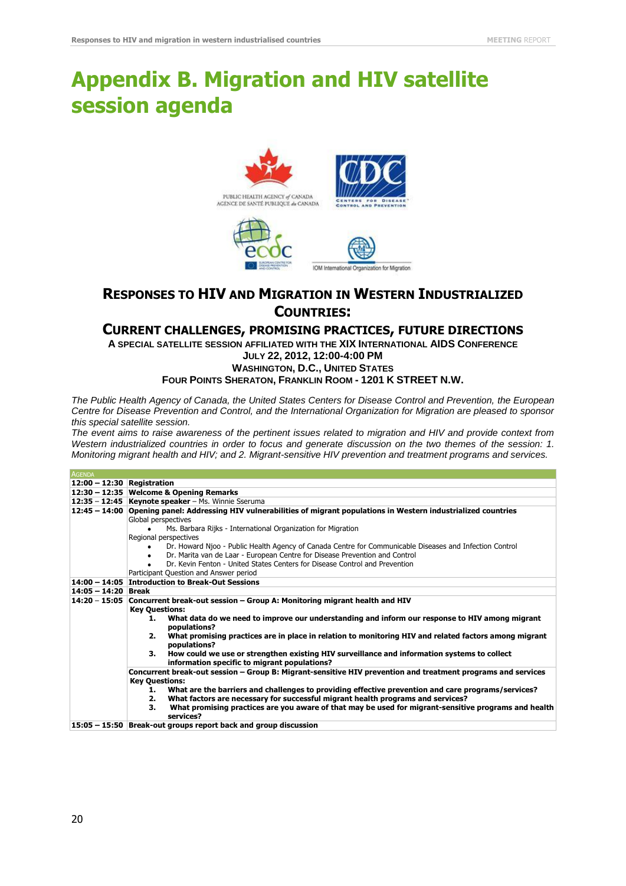# Appendix B. Migration and HIV satellite session agenda

PUBLIC HEALTH AGENCY of CANADA
AGENCE DE SANTÉ PUBLIQUE du CANADA

CDC CENTERS FOR DISEASE CONTROL AND PREVENTION

ecdc

IOM International Organization for Migration

## RESPONSES TO HIV AND MIGRATION IN WESTERN INDUSTRIALIZED COUNTRIES:

## CURRENT CHALLENGES, PROMISING PRACTICES, FUTURE DIRECTIONS

**A SPECIAL SATELLITE SESSION AFFILIATED WITH THE XIX INTERNATIONAL AIDS CONFERENCE**

**JULY 22, 2012, 12:00-4:00 PM**

**WASHINGTON, D.C., UNITED STATES**

**FOUR POINTS SHERATON, FRANKLIN ROOM - 1201 K STREET N.W.**

*The Public Health Agency of Canada, the United States Centers for Disease Control and Prevention, the European Centre for Disease Prevention and Control, and the International Organization for Migration are pleased to sponsor this special satellite session.*

*The event aims to raise awareness of the pertinent issues related to migration and HIV and provide context from Western industrialized countries in order to focus and generate discussion on the two themes of the session: 1. Monitoring migrant health and HIV; and 2. Migrant-sensitive HIV prevention and treatment programs and services.*

| AGENDA | |
|---|---|
| **12:00 – 12:30** | **Registration** |
| **12:30 – 12:35** | **Welcome & Opening Remarks** |
| **12:35 – 12:45** | **Keynote speaker** – Ms. Winnie Sseruma |
| **12:45 – 14:00** | **Opening panel: Addressing HIV vulnerabilities of migrant populations in Western industrialized countries**<br>Global perspectives<br>• Ms. Barbara Rijks - International Organization for Migration<br>Regional perspectives<br>• Dr. Howard Njoo - Public Health Agency of Canada Centre for Communicable Diseases and Infection Control<br>• Dr. Marita van de Laar - European Centre for Disease Prevention and Control<br>• Dr. Kevin Fenton - United States Centers for Disease Control and Prevention<br>Participant Question and Answer period |
| **14:00 – 14:05** | **Introduction to Break-Out Sessions** |
| **14:05 – 14:20** | **Break** |
| **14:20 – 15:05** | **Concurrent break-out session – Group A: Monitoring migrant health and HIV**<br>**Key Questions:**<br>**1. What data do we need to improve our understanding and inform our response to HIV among migrant populations?**<br>**2. What promising practices are in place in relation to monitoring HIV and related factors among migrant populations?**<br>**3. How could we use or strengthen existing HIV surveillance and information systems to collect information specific to migrant populations?** |
| | **Concurrent break-out session – Group B: Migrant-sensitive HIV prevention and treatment programs and services**<br>**Key Questions:**<br>**1. What are the barriers and challenges to providing effective prevention and care programs/services?**<br>**2. What factors are necessary for successful migrant health programs and services?**<br>**3. What promising practices are you aware of that may be used for migrant-sensitive programs and health services?** |
| **15:05 – 15:50** | **Break-out groups report back and group discussion** |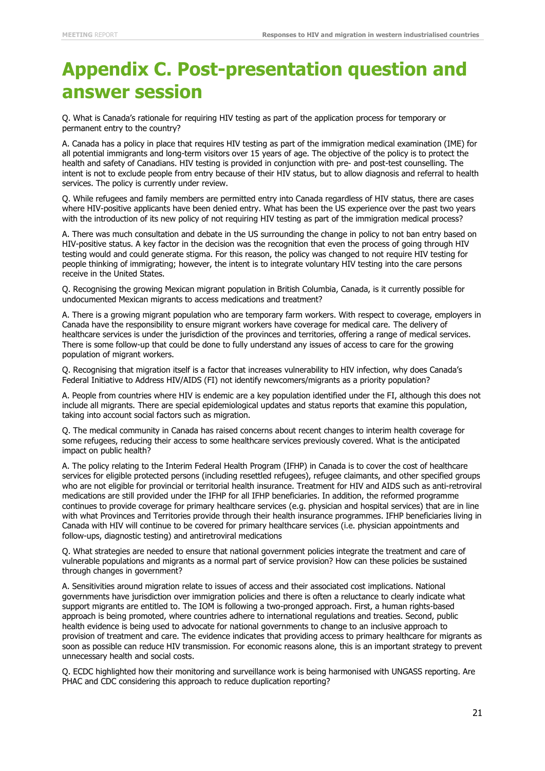# Appendix C. Post-presentation question and answer session

Q. What is Canada's rationale for requiring HIV testing as part of the application process for temporary or permanent entry to the country?

A. Canada has a policy in place that requires HIV testing as part of the immigration medical examination (IME) for all potential immigrants and long-term visitors over 15 years of age. The objective of the policy is to protect the health and safety of Canadians. HIV testing is provided in conjunction with pre- and post-test counselling. The intent is not to exclude people from entry because of their HIV status, but to allow diagnosis and referral to health services. The policy is currently under review.

Q. While refugees and family members are permitted entry into Canada regardless of HIV status, there are cases where HIV-positive applicants have been denied entry. What has been the US experience over the past two years with the introduction of its new policy of not requiring HIV testing as part of the immigration medical process?

A. There was much consultation and debate in the US surrounding the change in policy to not ban entry based on HIV-positive status. A key factor in the decision was the recognition that even the process of going through HIV testing would and could generate stigma. For this reason, the policy was changed to not require HIV testing for people thinking of immigrating; however, the intent is to integrate voluntary HIV testing into the care persons receive in the United States.

Q. Recognising the growing Mexican migrant population in British Columbia, Canada, is it currently possible for undocumented Mexican migrants to access medications and treatment?

A. There is a growing migrant population who are temporary farm workers. With respect to coverage, employers in Canada have the responsibility to ensure migrant workers have coverage for medical care. The delivery of healthcare services is under the jurisdiction of the provinces and territories, offering a range of medical services. There is some follow-up that could be done to fully understand any issues of access to care for the growing population of migrant workers.

Q. Recognising that migration itself is a factor that increases vulnerability to HIV infection, why does Canada's Federal Initiative to Address HIV/AIDS (FI) not identify newcomers/migrants as a priority population?

A. People from countries where HIV is endemic are a key population identified under the FI, although this does not include all migrants. There are special epidemiological updates and status reports that examine this population, taking into account social factors such as migration.

Q. The medical community in Canada has raised concerns about recent changes to interim health coverage for some refugees, reducing their access to some healthcare services previously covered. What is the anticipated impact on public health?

A. The policy relating to the Interim Federal Health Program (IFHP) in Canada is to cover the cost of healthcare services for eligible protected persons (including resettled refugees), refugee claimants, and other specified groups who are not eligible for provincial or territorial health insurance. Treatment for HIV and AIDS such as anti-retroviral medications are still provided under the IFHP for all IFHP beneficiaries. In addition, the reformed programme continues to provide coverage for primary healthcare services (e.g. physician and hospital services) that are in line with what Provinces and Territories provide through their health insurance programmes. IFHP beneficiaries living in Canada with HIV will continue to be covered for primary healthcare services (i.e. physician appointments and follow-ups, diagnostic testing) and antiretroviral medications

Q. What strategies are needed to ensure that national government policies integrate the treatment and care of vulnerable populations and migrants as a normal part of service provision? How can these policies be sustained through changes in government?

A. Sensitivities around migration relate to issues of access and their associated cost implications. National governments have jurisdiction over immigration policies and there is often a reluctance to clearly indicate what support migrants are entitled to. The IOM is following a two-pronged approach. First, a human rights-based approach is being promoted, where countries adhere to international regulations and treaties. Second, public health evidence is being used to advocate for national governments to change to an inclusive approach to provision of treatment and care. The evidence indicates that providing access to primary healthcare for migrants as soon as possible can reduce HIV transmission. For economic reasons alone, this is an important strategy to prevent unnecessary health and social costs.

Q. ECDC highlighted how their monitoring and surveillance work is being harmonised with UNGASS reporting. Are PHAC and CDC considering this approach to reduce duplication reporting?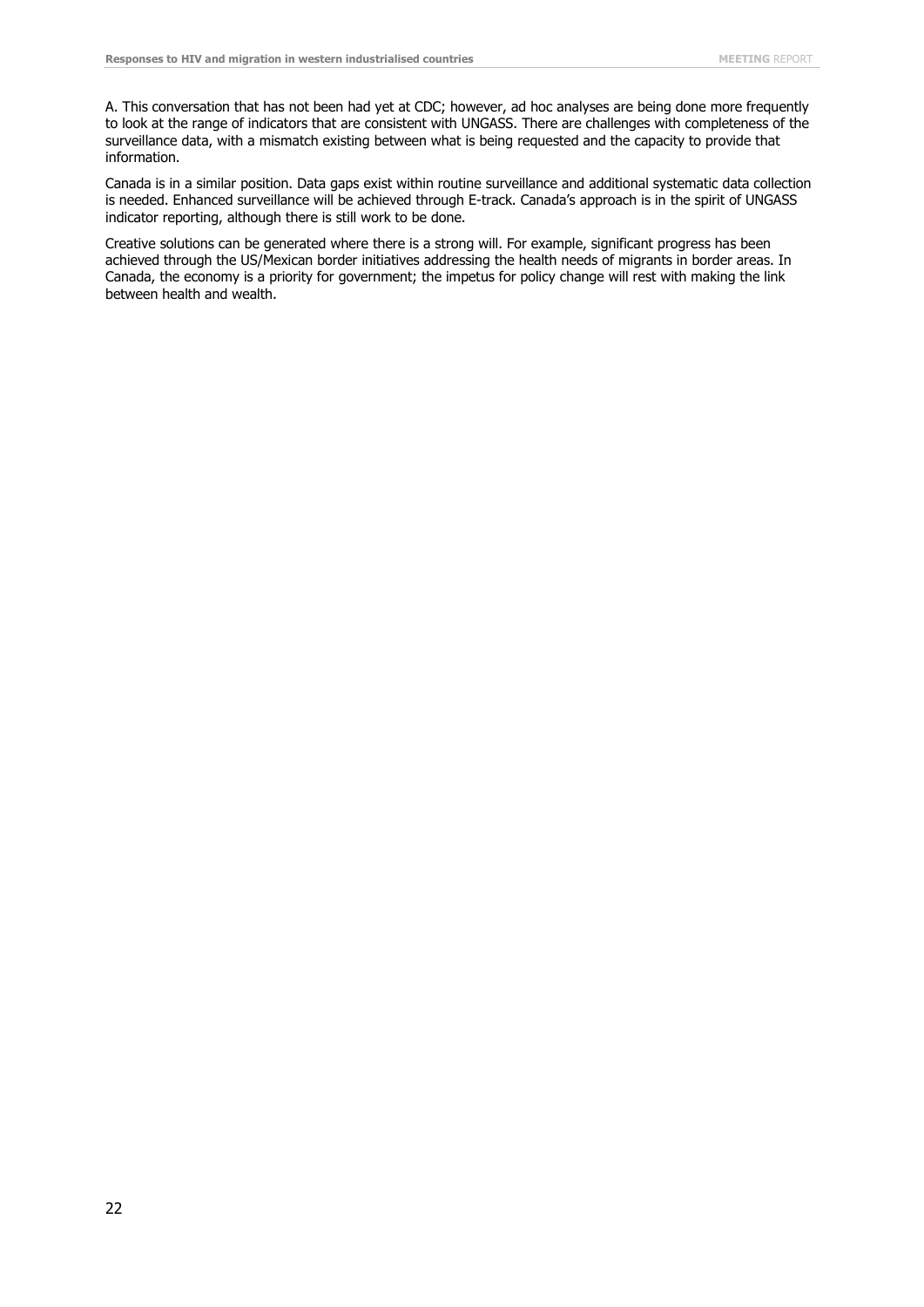A. This conversation that has not been had yet at CDC; however, ad hoc analyses are being done more frequently to look at the range of indicators that are consistent with UNGASS. There are challenges with completeness of the surveillance data, with a mismatch existing between what is being requested and the capacity to provide that information.

Canada is in a similar position. Data gaps exist within routine surveillance and additional systematic data collection is needed. Enhanced surveillance will be achieved through E-track. Canada's approach is in the spirit of UNGASS indicator reporting, although there is still work to be done.

Creative solutions can be generated where there is a strong will. For example, significant progress has been achieved through the US/Mexican border initiatives addressing the health needs of migrants in border areas. In Canada, the economy is a priority for government; the impetus for policy change will rest with making the link between health and wealth.